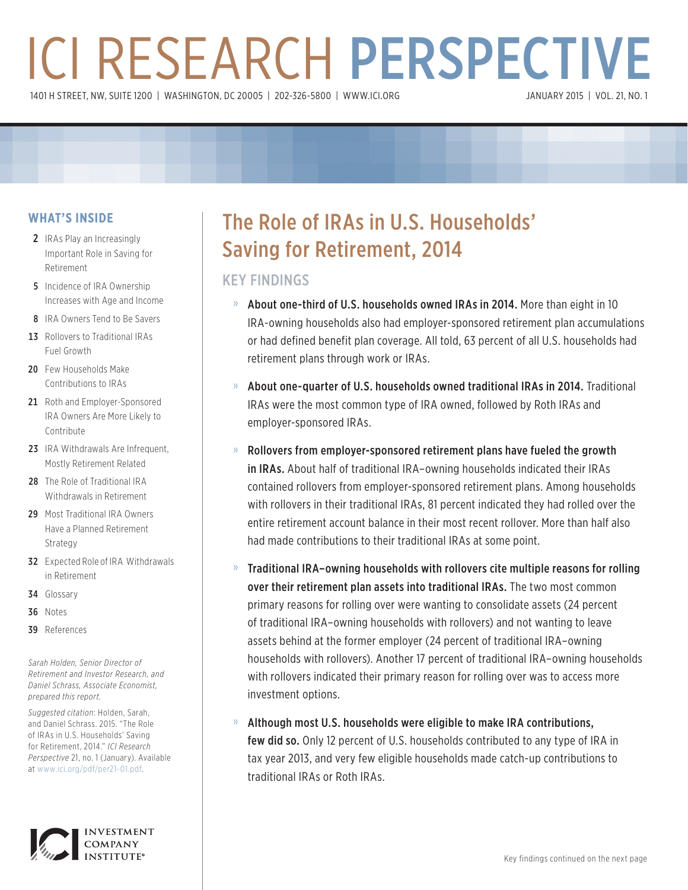# ICI RESEARCH PERSPECTIVE

1401 H STREET, NW, SUITE 1200 | WASHINGTON, DC 20005 | 202-326-5800 | WWW.ICI.ORG

JANUARY 2015 | VOL. 21, NO. 1

## WHAT'S INSIDE

- **2** IRAs Play an Increasingly Important Role in Saving for Retirement
- **5** Incidence of IRA Ownership Increases with Age and Income
- **8** IRA Owners Tend to Be Savers
- **13** Rollovers to Traditional IRAs Fuel Growth
- **20** Few Households Make Contributions to IRAs
- **21** Roth and Employer-Sponsored IRA Owners Are More Likely to Contribute
- **23** IRA Withdrawals Are Infrequent, Mostly Retirement Related
- **28** The Role of Traditional IRA Withdrawals in Retirement
- **29** Most Traditional IRA Owners Have a Planned Retirement Strategy
- **32** Expected Role of IRA Withdrawals in Retirement
- **34** Glossary
- **36** Notes
- **39** References

*Sarah Holden, Senior Director of Retirement and Investor Research, and Daniel Schrass, Associate Economist, prepared this report.*

*Suggested citation*: Holden, Sarah, and Daniel Schrass. 2015. "The Role of IRAs in U.S. Households' Saving for Retirement, 2014." *ICI Research Perspective* 21, no. 1 (January). Available at www.ici.org/pdf/per21-01.pdf.

# The Role of IRAs in U.S. Households' Saving for Retirement, 2014

## KEY FINDINGS

- **About one-third of U.S. households owned IRAs in 2014.** More than eight in 10 IRA-owning households also had employer-sponsored retirement plan accumulations or had defined benefit plan coverage. All told, 63 percent of all U.S. households had retirement plans through work or IRAs.

- **About one-quarter of U.S. households owned traditional IRAs in 2014.** Traditional IRAs were the most common type of IRA owned, followed by Roth IRAs and employer-sponsored IRAs.

- **Rollovers from employer-sponsored retirement plans have fueled the growth in IRAs.** About half of traditional IRA–owning households indicated their IRAs contained rollovers from employer-sponsored retirement plans. Among households with rollovers in their traditional IRAs, 81 percent indicated they had rolled over the entire retirement account balance in their most recent rollover. More than half also had made contributions to their traditional IRAs at some point.

- **Traditional IRA–owning households with rollovers cite multiple reasons for rolling over their retirement plan assets into traditional IRAs.** The two most common primary reasons for rolling over were wanting to consolidate assets (24 percent of traditional IRA–owning households with rollovers) and not wanting to leave assets behind at the former employer (24 percent of traditional IRA–owning households with rollovers). Another 17 percent of traditional IRA–owning households with rollovers indicated their primary reason for rolling over was to access more investment options.

- **Although most U.S. households were eligible to make IRA contributions, few did so.** Only 12 percent of U.S. households contributed to any type of IRA in tax year 2013, and very few eligible households made catch-up contributions to traditional IRAs or Roth IRAs.

Key findings continued on the next page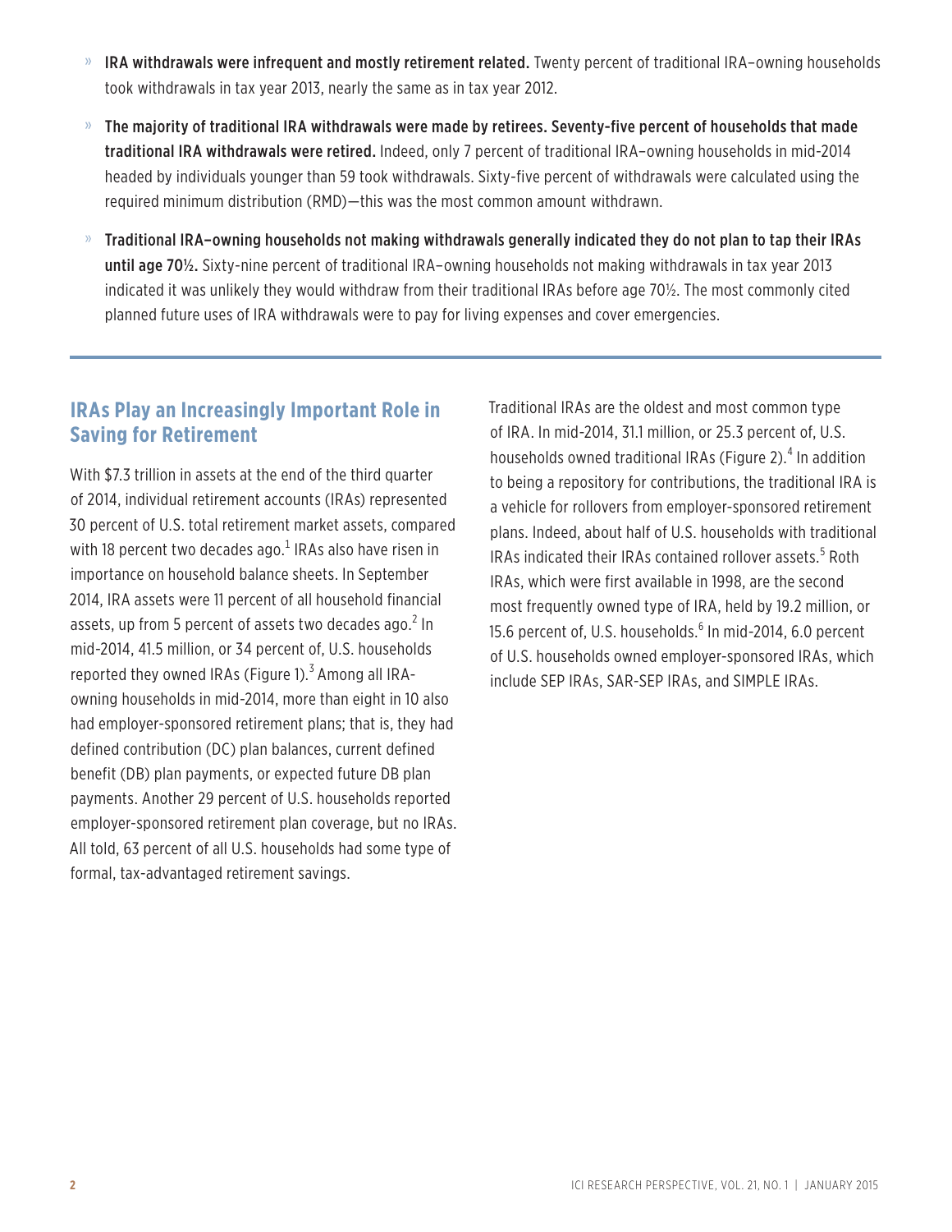- **IRA withdrawals were infrequent and mostly retirement related.** Twenty percent of traditional IRA–owning households took withdrawals in tax year 2013, nearly the same as in tax year 2012.
- **The majority of traditional IRA withdrawals were made by retirees. Seventy-five percent of households that made traditional IRA withdrawals were retired.** Indeed, only 7 percent of traditional IRA–owning households in mid-2014 headed by individuals younger than 59 took withdrawals. Sixty-five percent of withdrawals were calculated using the required minimum distribution (RMD)—this was the most common amount withdrawn.
- **Traditional IRA–owning households not making withdrawals generally indicated they do not plan to tap their IRAs until age 70½.** Sixty-nine percent of traditional IRA–owning households not making withdrawals in tax year 2013 indicated it was unlikely they would withdraw from their traditional IRAs before age 70½. The most commonly cited planned future uses of IRA withdrawals were to pay for living expenses and cover emergencies.

## IRAs Play an Increasingly Important Role in Saving for Retirement

With $7.3 trillion in assets at the end of the third quarter of 2014, individual retirement accounts (IRAs) represented 30 percent of U.S. total retirement market assets, compared with 18 percent two decades ago.[1] IRAs also have risen in importance on household balance sheets. In September 2014, IRA assets were 11 percent of all household financial assets, up from 5 percent of assets two decades ago.[2] In mid-2014, 41.5 million, or 34 percent of, U.S. households reported they owned IRAs (Figure 1).[3] Among all IRA-owning households in mid-2014, more than eight in 10 also had employer-sponsored retirement plans; that is, they had defined contribution (DC) plan balances, current defined benefit (DB) plan payments, or expected future DB plan payments. Another 29 percent of U.S. households reported employer-sponsored retirement plan coverage, but no IRAs. All told, 63 percent of all U.S. households had some type of formal, tax-advantaged retirement savings.

Traditional IRAs are the oldest and most common type of IRA. In mid-2014, 31.1 million, or 25.3 percent of, U.S. households owned traditional IRAs (Figure 2).[4] In addition to being a repository for contributions, the traditional IRA is a vehicle for rollovers from employer-sponsored retirement plans. Indeed, about half of U.S. households with traditional IRAs indicated their IRAs contained rollover assets.[5] Roth IRAs, which were first available in 1998, are the second most frequently owned type of IRA, held by 19.2 million, or 15.6 percent of, U.S. households.[6] In mid-2014, 6.0 percent of U.S. households owned employer-sponsored IRAs, which include SEP IRAs, SAR-SEP IRAs, and SIMPLE IRAs.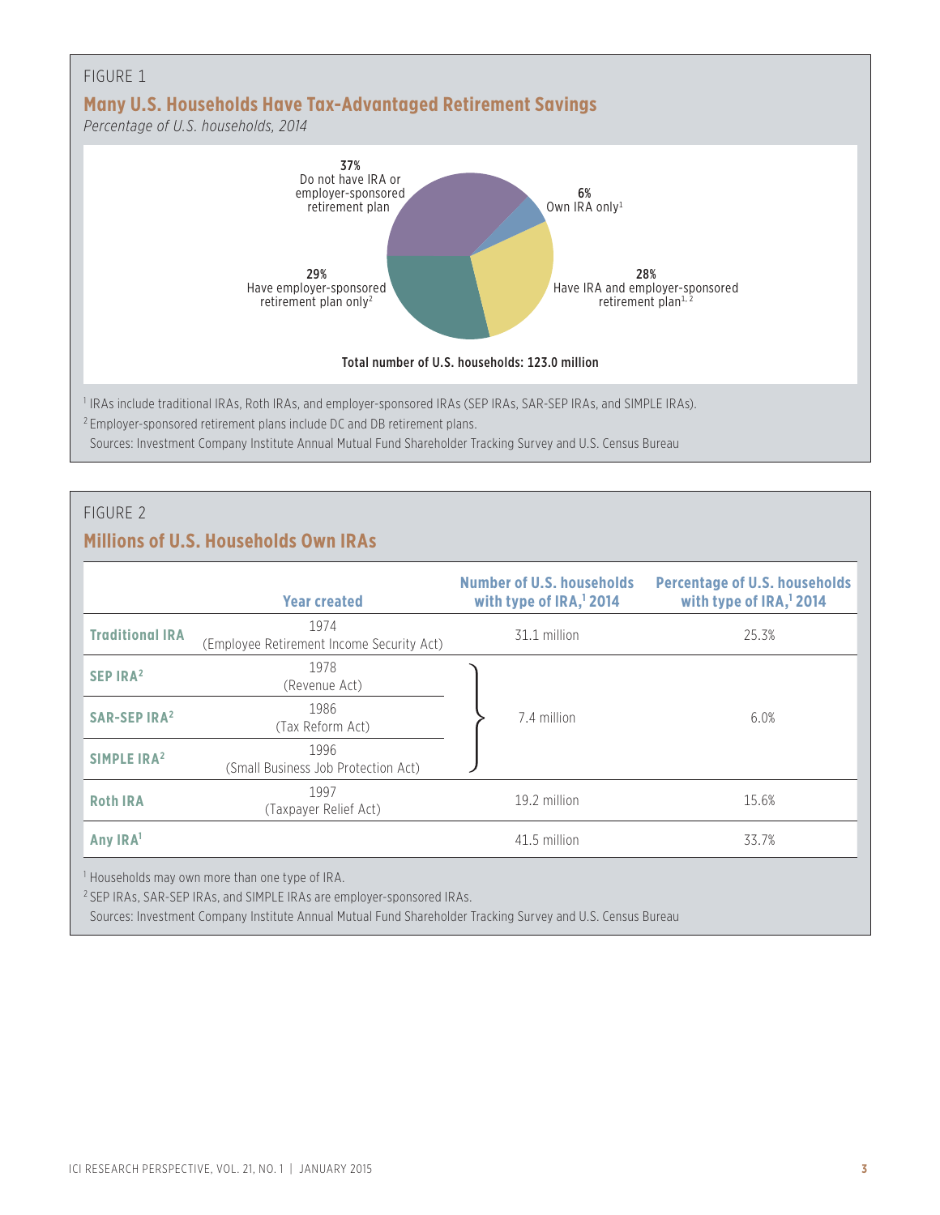FIGURE 1

## Many U.S. Households Have Tax-Advantaged Retirement Savings

*Percentage of U.S. households, 2014*

- 37% Do not have IRA or employer-sponsored retirement plan
- 6% Own IRA only[1]
- 28% Have IRA and employer-sponsored retirement plan[1, 2]
- 29% Have employer-sponsored retirement plan only[2]

Total number of U.S. households: 123.0 million

[1] IRAs include traditional IRAs, Roth IRAs, and employer-sponsored IRAs (SEP IRAs, SAR-SEP IRAs, and SIMPLE IRAs).

[2] Employer-sponsored retirement plans include DC and DB retirement plans.

Sources: Investment Company Institute Annual Mutual Fund Shareholder Tracking Survey and U.S. Census Bureau

FIGURE 2

## Millions of U.S. Households Own IRAs

| | Year created | Number of U.S. households with type of IRA,[1] 2014 | Percentage of U.S. households with type of IRA,[1] 2014 |
|---|---|---|---|
| Traditional IRA | 1974 (Employee Retirement Income Security Act) | 31.1 million | 25.3% |
| SEP IRA[2] | 1978 (Revenue Act) | 7.4 million | 6.0% |
| SAR-SEP IRA[2] | 1986 (Tax Reform Act) | | |
| SIMPLE IRA[2] | 1996 (Small Business Job Protection Act) | | |
| Roth IRA | 1997 (Taxpayer Relief Act) | 19.2 million | 15.6% |
| Any IRA[1] | | 41.5 million | 33.7% |

[1] Households may own more than one type of IRA.

[2] SEP IRAs, SAR-SEP IRAs, and SIMPLE IRAs are employer-sponsored IRAs.

Sources: Investment Company Institute Annual Mutual Fund Shareholder Tracking Survey and U.S. Census Bureau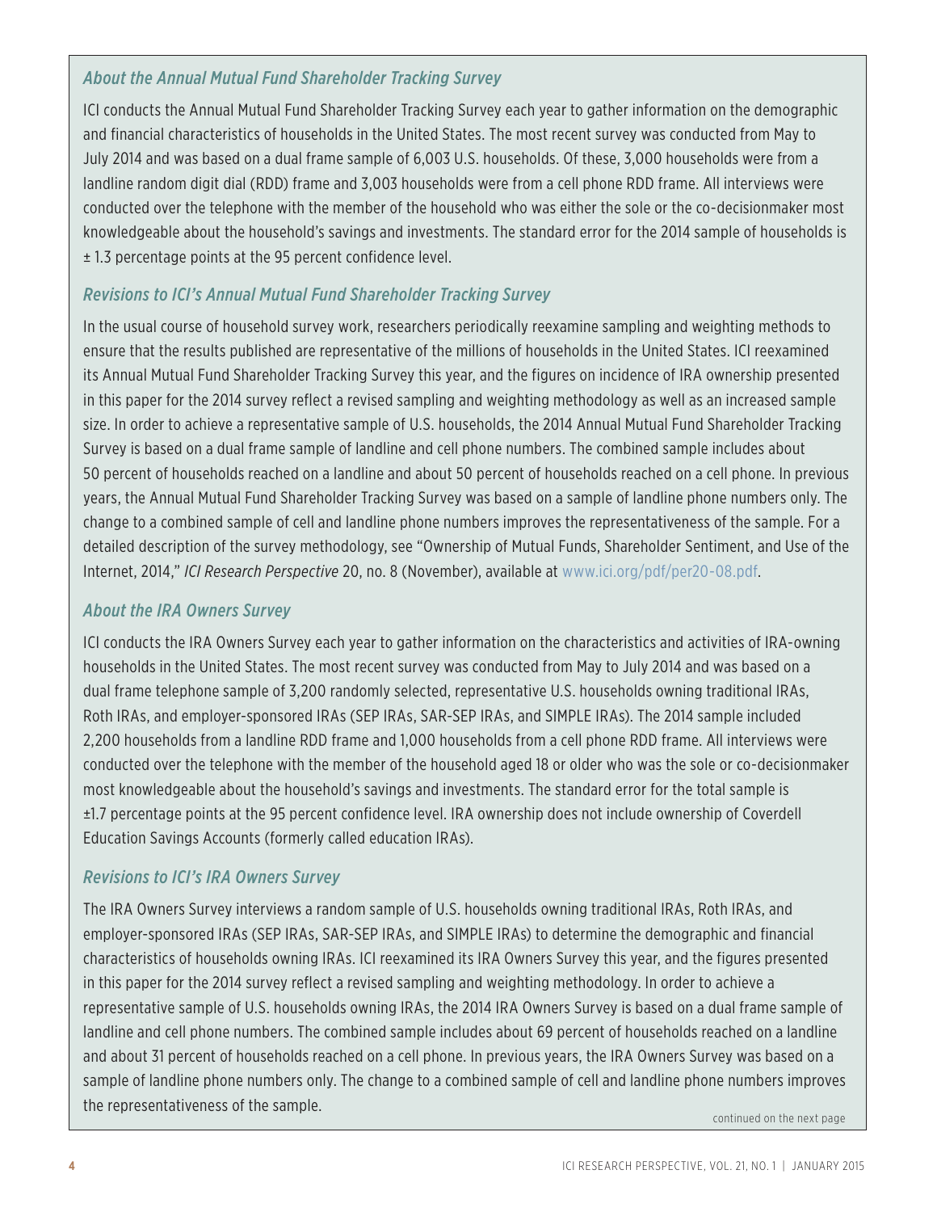### *About the Annual Mutual Fund Shareholder Tracking Survey*

ICI conducts the Annual Mutual Fund Shareholder Tracking Survey each year to gather information on the demographic and financial characteristics of households in the United States. The most recent survey was conducted from May to July 2014 and was based on a dual frame sample of 6,003 U.S. households. Of these, 3,000 households were from a landline random digit dial (RDD) frame and 3,003 households were from a cell phone RDD frame. All interviews were conducted over the telephone with the member of the household who was either the sole or the co-decisionmaker most knowledgeable about the household's savings and investments. The standard error for the 2014 sample of households is ± 1.3 percentage points at the 95 percent confidence level.

### *Revisions to ICI's Annual Mutual Fund Shareholder Tracking Survey*

In the usual course of household survey work, researchers periodically reexamine sampling and weighting methods to ensure that the results published are representative of the millions of households in the United States. ICI reexamined its Annual Mutual Fund Shareholder Tracking Survey this year, and the figures on incidence of IRA ownership presented in this paper for the 2014 survey reflect a revised sampling and weighting methodology as well as an increased sample size. In order to achieve a representative sample of U.S. households, the 2014 Annual Mutual Fund Shareholder Tracking Survey is based on a dual frame sample of landline and cell phone numbers. The combined sample includes about 50 percent of households reached on a landline and about 50 percent of households reached on a cell phone. In previous years, the Annual Mutual Fund Shareholder Tracking Survey was based on a sample of landline phone numbers only. The change to a combined sample of cell and landline phone numbers improves the representativeness of the sample. For a detailed description of the survey methodology, see "Ownership of Mutual Funds, Shareholder Sentiment, and Use of the Internet, 2014," *ICI Research Perspective* 20, no. 8 (November), available at www.ici.org/pdf/per20-08.pdf.

### *About the IRA Owners Survey*

ICI conducts the IRA Owners Survey each year to gather information on the characteristics and activities of IRA-owning households in the United States. The most recent survey was conducted from May to July 2014 and was based on a dual frame telephone sample of 3,200 randomly selected, representative U.S. households owning traditional IRAs, Roth IRAs, and employer-sponsored IRAs (SEP IRAs, SAR-SEP IRAs, and SIMPLE IRAs). The 2014 sample included 2,200 households from a landline RDD frame and 1,000 households from a cell phone RDD frame. All interviews were conducted over the telephone with the member of the household aged 18 or older who was the sole or co-decisionmaker most knowledgeable about the household's savings and investments. The standard error for the total sample is ±1.7 percentage points at the 95 percent confidence level. IRA ownership does not include ownership of Coverdell Education Savings Accounts (formerly called education IRAs).

### *Revisions to ICI's IRA Owners Survey*

The IRA Owners Survey interviews a random sample of U.S. households owning traditional IRAs, Roth IRAs, and employer-sponsored IRAs (SEP IRAs, SAR-SEP IRAs, and SIMPLE IRAs) to determine the demographic and financial characteristics of households owning IRAs. ICI reexamined its IRA Owners Survey this year, and the figures presented in this paper for the 2014 survey reflect a revised sampling and weighting methodology. In order to achieve a representative sample of U.S. households owning IRAs, the 2014 IRA Owners Survey is based on a dual frame sample of landline and cell phone numbers. The combined sample includes about 69 percent of households reached on a landline and about 31 percent of households reached on a cell phone. In previous years, the IRA Owners Survey was based on a sample of landline phone numbers only. The change to a combined sample of cell and landline phone numbers improves the representativeness of the sample.

continued on the next page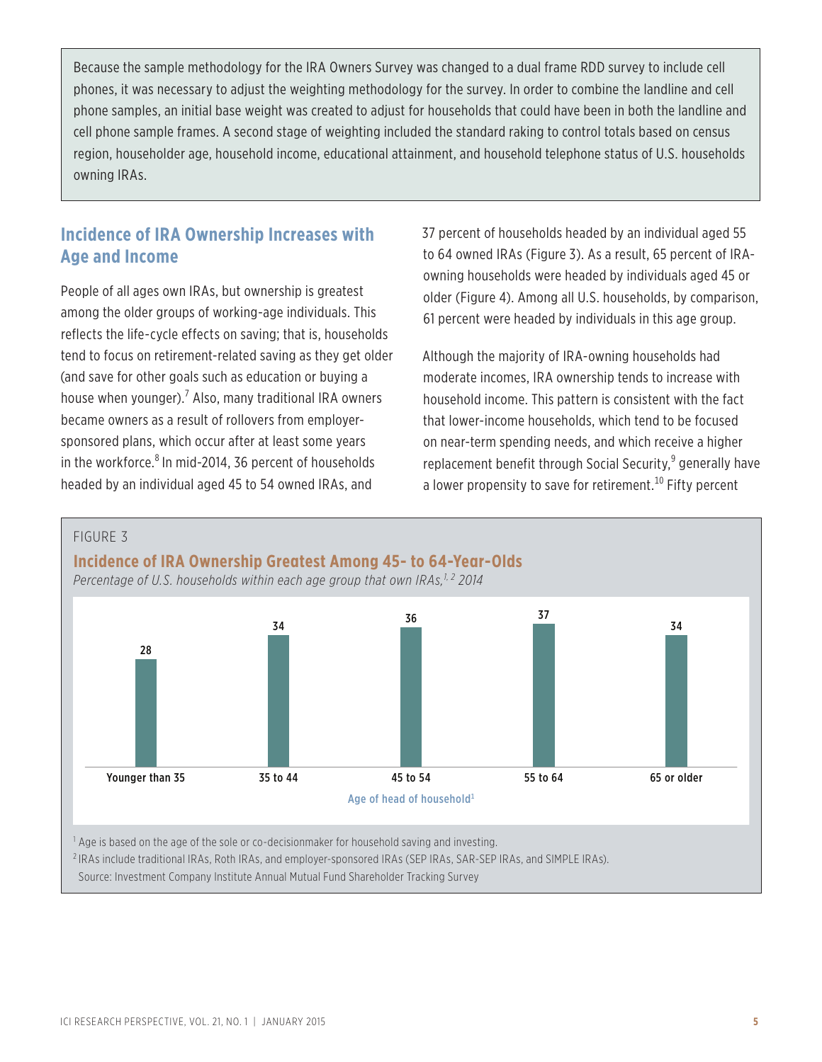Because the sample methodology for the IRA Owners Survey was changed to a dual frame RDD survey to include cell phones, it was necessary to adjust the weighting methodology for the survey. In order to combine the landline and cell phone samples, an initial base weight was created to adjust for households that could have been in both the landline and cell phone sample frames. A second stage of weighting included the standard raking to control totals based on census region, householder age, household income, educational attainment, and household telephone status of U.S. households owning IRAs.

## Incidence of IRA Ownership Increases with Age and Income

People of all ages own IRAs, but ownership is greatest among the older groups of working-age individuals. This reflects the life-cycle effects on saving; that is, households tend to focus on retirement-related saving as they get older (and save for other goals such as education or buying a house when younger).[7] Also, many traditional IRA owners became owners as a result of rollovers from employer-sponsored plans, which occur after at least some years in the workforce.[8] In mid-2014, 36 percent of households headed by an individual aged 45 to 54 owned IRAs, and 37 percent of households headed by an individual aged 55 to 64 owned IRAs (Figure 3). As a result, 65 percent of IRA-owning households were headed by individuals aged 45 or older (Figure 4). Among all U.S. households, by comparison, 61 percent were headed by individuals in this age group.

Although the majority of IRA-owning households had moderate incomes, IRA ownership tends to increase with household income. This pattern is consistent with the fact that lower-income households, which tend to be focused on near-term spending needs, and which receive a higher replacement benefit through Social Security,[9] generally have a lower propensity to save for retirement.[10] Fifty percent

FIGURE 3

**Incidence of IRA Ownership Greatest Among 45- to 64-Year-Olds**

*Percentage of U.S. households within each age group that own IRAs,[1, 2] 2014*

| Age of head of household[1] | Percentage |
|---|---|
| Younger than 35 | 28 |
| 35 to 44 | 34 |
| 45 to 54 | 36 |
| 55 to 64 | 37 |
| 65 or older | 34 |

[1] Age is based on the age of the sole or co-decisionmaker for household saving and investing.

[2] IRAs include traditional IRAs, Roth IRAs, and employer-sponsored IRAs (SEP IRAs, SAR-SEP IRAs, and SIMPLE IRAs).

Source: Investment Company Institute Annual Mutual Fund Shareholder Tracking Survey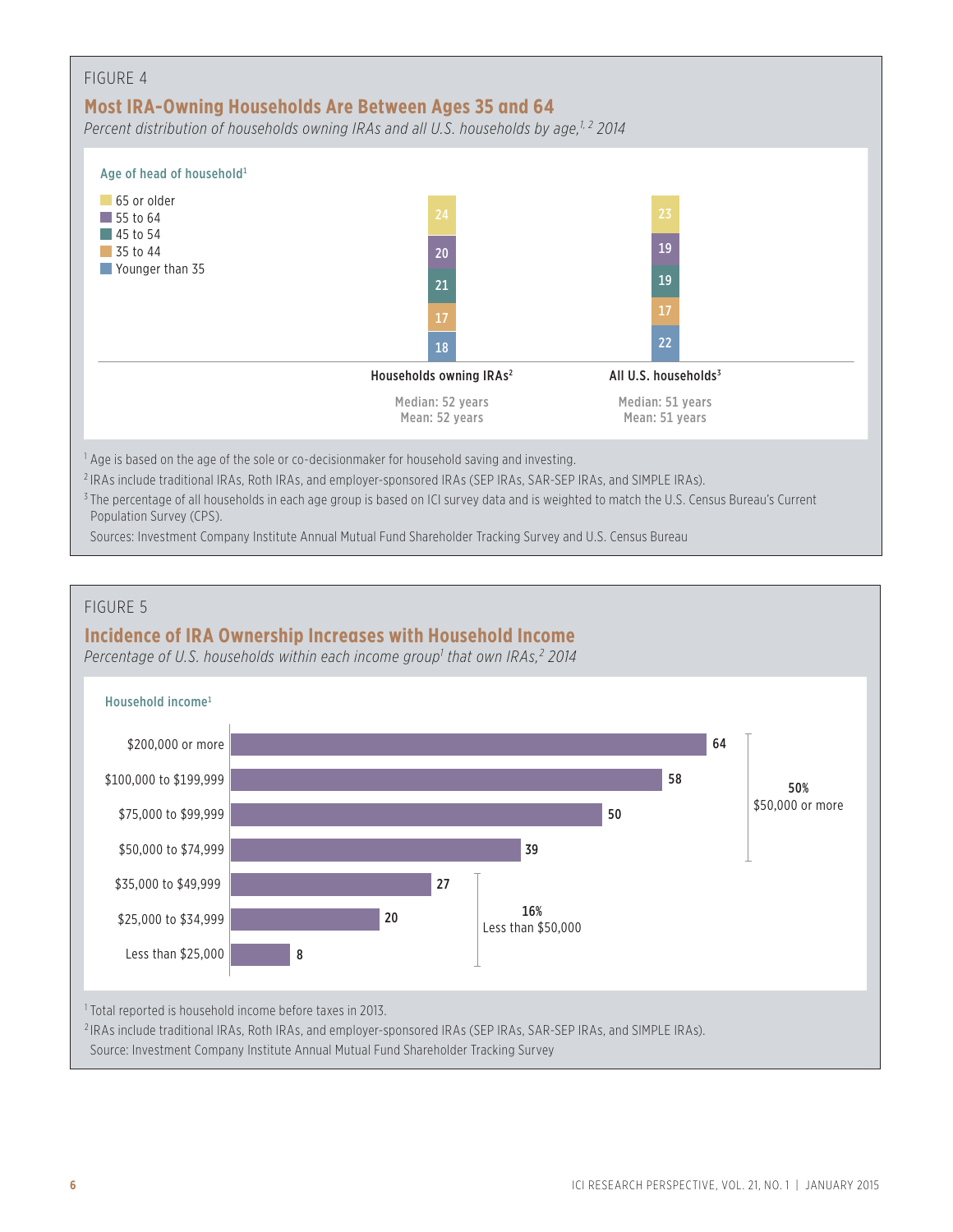FIGURE 4

## Most IRA-Owning Households Are Between Ages 35 and 64

*Percent distribution of households owning IRAs and all U.S. households by age,[1, 2] 2014*

| Age of head of household[1] | Households owning IRAs[2] | All U.S. households[3] |
|---|---|---|
| 65 or older | 24 | 23 |
| 55 to 64 | 20 | 19 |
| 45 to 54 | 21 | 19 |
| 35 to 44 | 17 | 17 |
| Younger than 35 | 18 | 22 |
| Median | 52 years | 51 years |
| Mean | 52 years | 51 years |

[1] Age is based on the age of the sole or co-decisionmaker for household saving and investing.

[2] IRAs include traditional IRAs, Roth IRAs, and employer-sponsored IRAs (SEP IRAs, SAR-SEP IRAs, and SIMPLE IRAs).

[3] The percentage of all households in each age group is based on ICI survey data and is weighted to match the U.S. Census Bureau's Current Population Survey (CPS).

Sources: Investment Company Institute Annual Mutual Fund Shareholder Tracking Survey and U.S. Census Bureau

FIGURE 5

## Incidence of IRA Ownership Increases with Household Income

*Percentage of U.S. households within each income group[1] that own IRAs,[2] 2014*

| Household income[1] | Percent | |
|---|---|---|
| $200,000 or more | 64 | 50% $50,000 or more |
| $100,000 to $199,999 | 58 | |
| $75,000 to $99,999 | 50 | |
| $50,000 to $74,999 | 39 | |
| $35,000 to $49,999 | 27 | 16% Less than $50,000 |
| $25,000 to $34,999 | 20 | |
| Less than $25,000 | 8 | |

[1] Total reported is household income before taxes in 2013.

[2] IRAs include traditional IRAs, Roth IRAs, and employer-sponsored IRAs (SEP IRAs, SAR-SEP IRAs, and SIMPLE IRAs).

Source: Investment Company Institute Annual Mutual Fund Shareholder Tracking Survey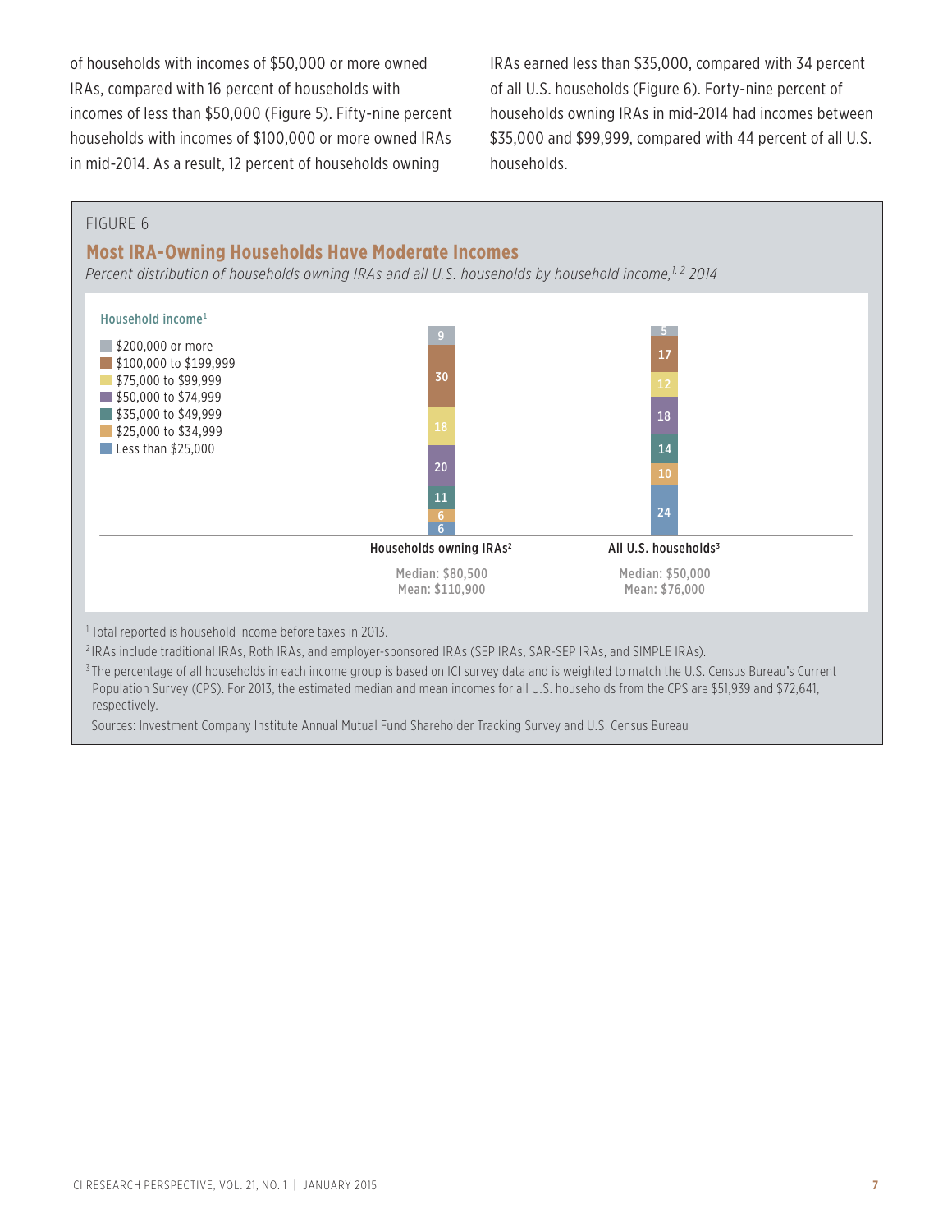of households with incomes of $50,000 or more owned IRAs, compared with 16 percent of households with incomes of less than $50,000 (Figure 5). Fifty-nine percent households with incomes of $100,000 or more owned IRAs in mid-2014. As a result, 12 percent of households owning IRAs earned less than $35,000, compared with 34 percent of all U.S. households (Figure 6). Forty-nine percent of households owning IRAs in mid-2014 had incomes between $35,000 and $99,999, compared with 44 percent of all U.S. households.

FIGURE 6

### Most IRA-Owning Households Have Moderate Incomes

*Percent distribution of households owning IRAs and all U.S. households by household income,[1, 2] 2014*

| Household income[1] | Households owning IRAs[2] | All U.S. households[3] |
|---|---|---|
| $200,000 or more | 9 | 5 |
| $100,000 to $199,999 | 30 | 17 |
| $75,000 to $99,999 | 18 | 12 |
| $50,000 to $74,999 | 20 | 18 |
| $35,000 to $49,999 | 11 | 14 |
| $25,000 to $34,999 | 6 | 10 |
| Less than $25,000 | 6 | 24 |
| Median | $80,500 | $50,000 |
| Mean | $110,900 | $76,000 |

[1] Total reported is household income before taxes in 2013.

[2] IRAs include traditional IRAs, Roth IRAs, and employer-sponsored IRAs (SEP IRAs, SAR-SEP IRAs, and SIMPLE IRAs).

[3] The percentage of all households in each income group is based on ICI survey data and is weighted to match the U.S. Census Bureau's Current Population Survey (CPS). For 2013, the estimated median and mean incomes for all U.S. households from the CPS are $51,939 and $72,641, respectively.

Sources: Investment Company Institute Annual Mutual Fund Shareholder Tracking Survey and U.S. Census Bureau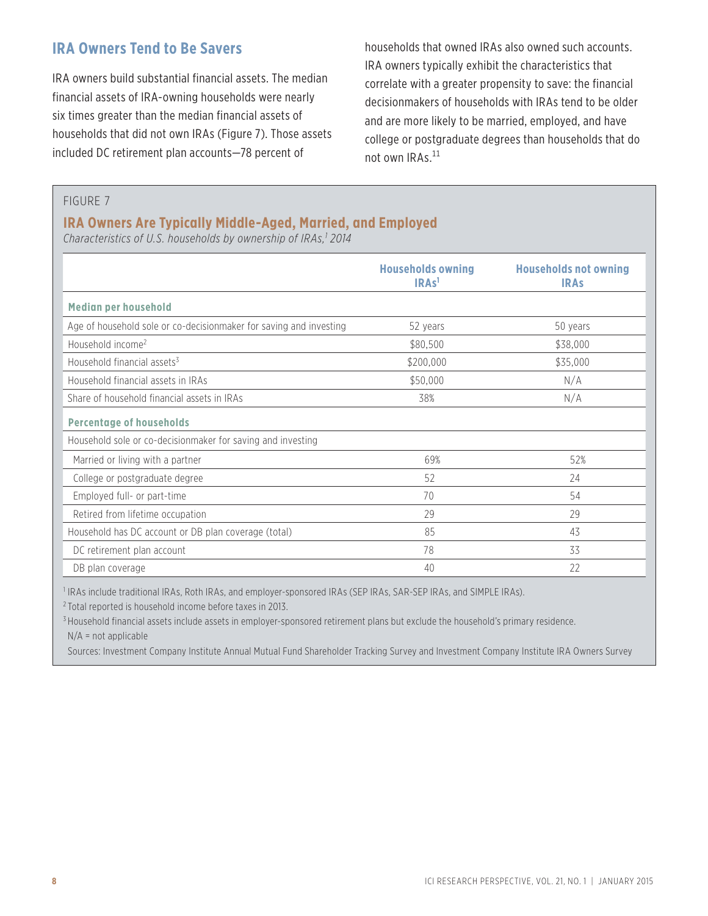## IRA Owners Tend to Be Savers

IRA owners build substantial financial assets. The median financial assets of IRA-owning households were nearly six times greater than the median financial assets of households that did not own IRAs (Figure 7). Those assets included DC retirement plan accounts—78 percent of households that owned IRAs also owned such accounts. IRA owners typically exhibit the characteristics that correlate with a greater propensity to save: the financial decisionmakers of households with IRAs tend to be older and are more likely to be married, employed, and have college or postgraduate degrees than households that do not own IRAs.[11]

FIGURE 7

### IRA Owners Are Typically Middle-Aged, Married, and Employed

*Characteristics of U.S. households by ownership of IRAs,[1] 2014*

| | Households owning IRAs[1] | Households not owning IRAs |
|---|---|---|
| **Median per household** | | |
| Age of household sole or co-decisionmaker for saving and investing | 52 years | 50 years |
| Household income[2] | $80,500 | $38,000 |
| Household financial assets[3] | $200,000 | $35,000 |
| Household financial assets in IRAs | $50,000 | N/A |
| Share of household financial assets in IRAs | 38% | N/A |
| **Percentage of households** | | |
| Household sole or co-decisionmaker for saving and investing | | |
| Married or living with a partner | 69% | 52% |
| College or postgraduate degree | 52 | 24 |
| Employed full- or part-time | 70 | 54 |
| Retired from lifetime occupation | 29 | 29 |
| Household has DC account or DB plan coverage (total) | 85 | 43 |
| DC retirement plan account | 78 | 33 |
| DB plan coverage | 40 | 22 |

[1] IRAs include traditional IRAs, Roth IRAs, and employer-sponsored IRAs (SEP IRAs, SAR-SEP IRAs, and SIMPLE IRAs).

[2] Total reported is household income before taxes in 2013.

[3] Household financial assets include assets in employer-sponsored retirement plans but exclude the household's primary residence.

N/A = not applicable

Sources: Investment Company Institute Annual Mutual Fund Shareholder Tracking Survey and Investment Company Institute IRA Owners Survey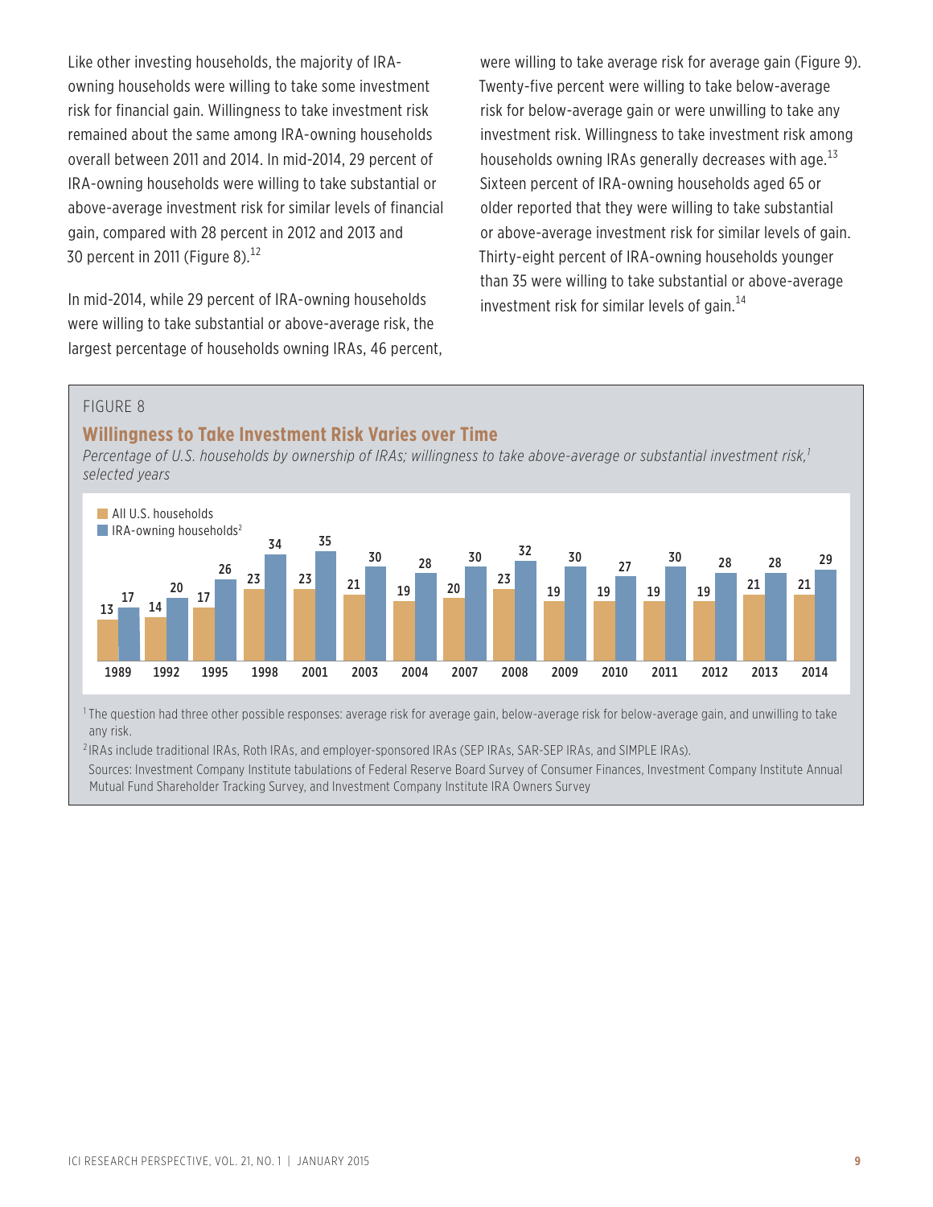Like other investing households, the majority of IRA-owning households were willing to take some investment risk for financial gain. Willingness to take investment risk remained about the same among IRA-owning households overall between 2011 and 2014. In mid-2014, 29 percent of IRA-owning households were willing to take substantial or above-average investment risk for similar levels of financial gain, compared with 28 percent in 2012 and 2013 and 30 percent in 2011 (Figure 8).[12]

In mid-2014, while 29 percent of IRA-owning households were willing to take substantial or above-average risk, the largest percentage of households owning IRAs, 46 percent, were willing to take average risk for average gain (Figure 9). Twenty-five percent were willing to take below-average risk for below-average gain or were unwilling to take any investment risk. Willingness to take investment risk among households owning IRAs generally decreases with age.[13] Sixteen percent of IRA-owning households aged 65 or older reported that they were willing to take substantial or above-average investment risk for similar levels of gain. Thirty-eight percent of IRA-owning households younger than 35 were willing to take substantial or above-average investment risk for similar levels of gain.[14]

FIGURE 8

## Willingness to Take Investment Risk Varies over Time

*Percentage of U.S. households by ownership of IRAs; willingness to take above-average or substantial investment risk,[1] selected years*

| Year | All U.S. households | IRA-owning households[2] |
|---|---|---|
| 1989 | 13 | 17 |
| 1992 | 14 | 20 |
| 1995 | 17 | 26 |
| 1998 | 23 | 34 |
| 2001 | 23 | 35 |
| 2003 | 21 | 30 |
| 2004 | 19 | 28 |
| 2007 | 20 | 30 |
| 2008 | 23 | 32 |
| 2009 | 19 | 30 |
| 2010 | 19 | 27 |
| 2011 | 19 | 30 |
| 2012 | 19 | 28 |
| 2013 | 21 | 28 |
| 2014 | 21 | 29 |

[1] The question had three other possible responses: average risk for average gain, below-average risk for below-average gain, and unwilling to take any risk.

[2] IRAs include traditional IRAs, Roth IRAs, and employer-sponsored IRAs (SEP IRAs, SAR-SEP IRAs, and SIMPLE IRAs).

Sources: Investment Company Institute tabulations of Federal Reserve Board Survey of Consumer Finances, Investment Company Institute Annual Mutual Fund Shareholder Tracking Survey, and Investment Company Institute IRA Owners Survey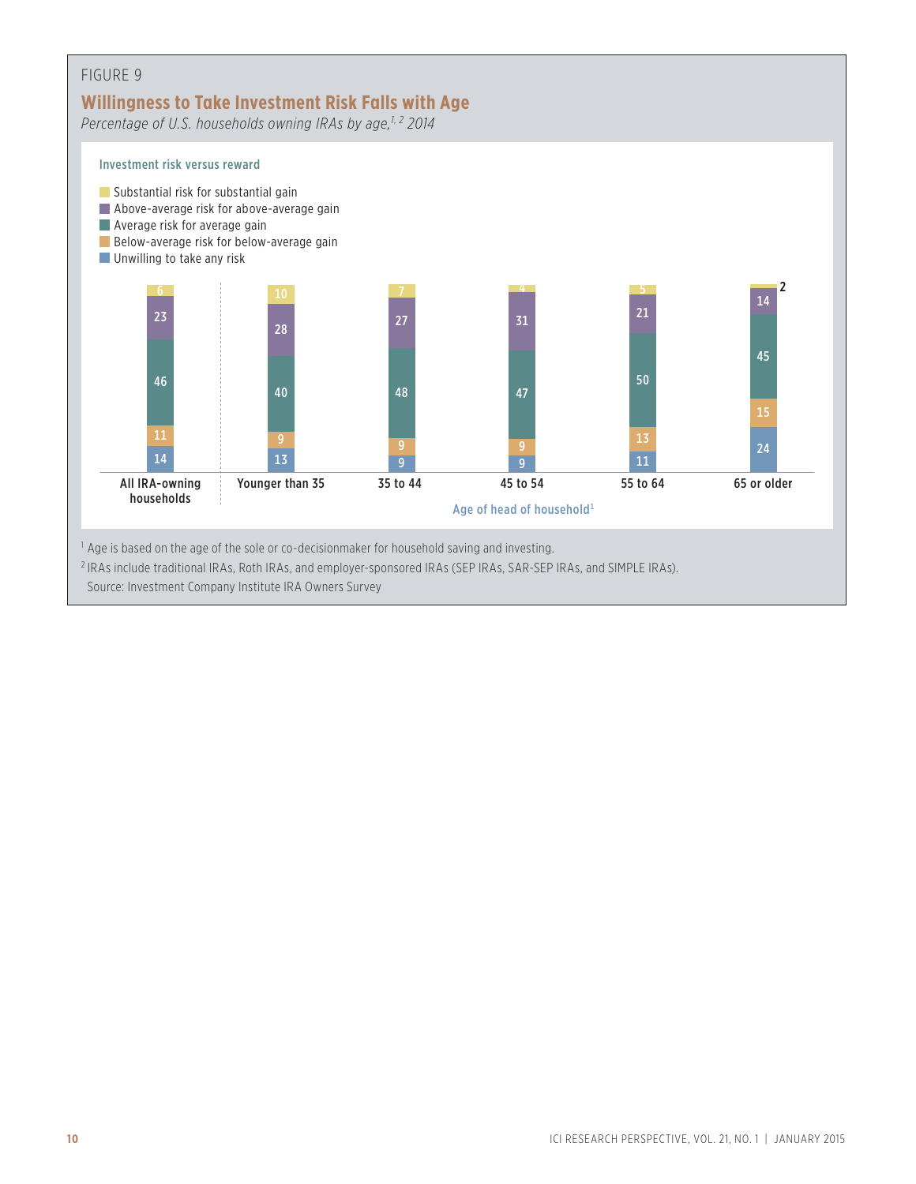FIGURE 9

## Willingness to Take Investment Risk Falls with Age

*Percentage of U.S. households owning IRAs by age,[1, 2] 2014*

**Investment risk versus reward**

| Investment risk versus reward | All IRA-owning households | Younger than 35 | 35 to 44 | 45 to 54 | 55 to 64 | 65 or older |
|---|---|---|---|---|---|---|
| Substantial risk for substantial gain | 6 | 10 | 7 | 4 | 5 | 2 |
| Above-average risk for above-average gain | 23 | 28 | 27 | 31 | 21 | 14 |
| Average risk for average gain | 46 | 40 | 48 | 47 | 50 | 45 |
| Below-average risk for below-average gain | 11 | 9 | 9 | 9 | 13 | 15 |
| Unwilling to take any risk | 14 | 13 | 9 | 9 | 11 | 24 |

Age of head of household[1]

[1] Age is based on the age of the sole or co-decisionmaker for household saving and investing.

[2] IRAs include traditional IRAs, Roth IRAs, and employer-sponsored IRAs (SEP IRAs, SAR-SEP IRAs, and SIMPLE IRAs).

Source: Investment Company Institute IRA Owners Survey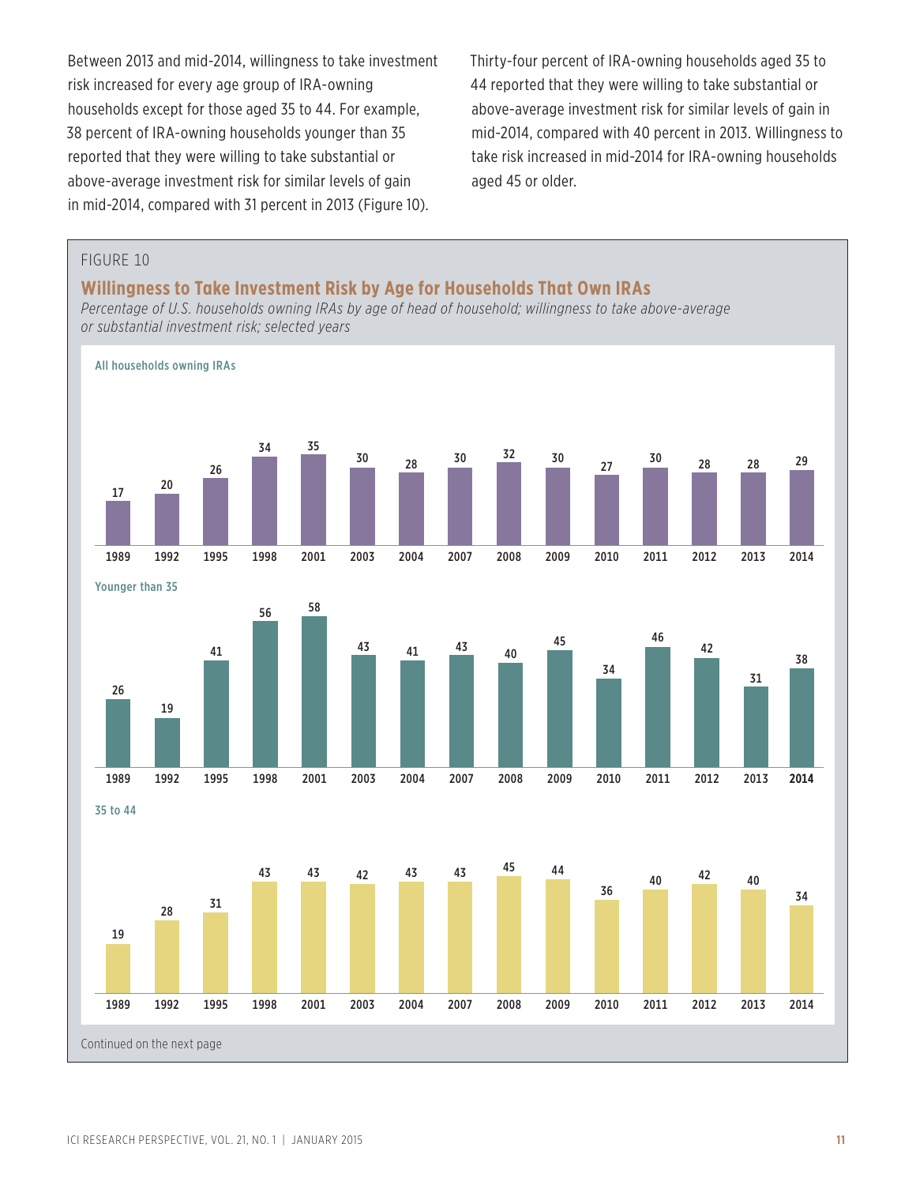Between 2013 and mid-2014, willingness to take investment risk increased for every age group of IRA-owning households except for those aged 35 to 44. For example, 38 percent of IRA-owning households younger than 35 reported that they were willing to take substantial or above-average investment risk for similar levels of gain in mid-2014, compared with 31 percent in 2013 (Figure 10).

Thirty-four percent of IRA-owning households aged 35 to 44 reported that they were willing to take substantial or above-average investment risk for similar levels of gain in mid-2014, compared with 40 percent in 2013. Willingness to take risk increased in mid-2014 for IRA-owning households aged 45 or older.

FIGURE 10

## Willingness to Take Investment Risk by Age for Households That Own IRAs

*Percentage of U.S. households owning IRAs by age of head of household; willingness to take above-average or substantial investment risk; selected years*

| | 1989 | 1992 | 1995 | 1998 | 2001 | 2003 | 2004 | 2007 | 2008 | 2009 | 2010 | 2011 | 2012 | 2013 | 2014 |
|---|---|---|---|---|---|---|---|---|---|---|---|---|---|---|---|
| All households owning IRAs | 17 | 20 | 26 | 34 | 35 | 30 | 28 | 30 | 32 | 30 | 27 | 30 | 28 | 28 | 29 |
| Younger than 35 | 26 | 19 | 41 | 56 | 58 | 43 | 41 | 43 | 40 | 45 | 34 | 46 | 42 | 31 | 38 |
| 35 to 44 | 19 | 28 | 31 | 43 | 43 | 42 | 43 | 43 | 45 | 44 | 36 | 40 | 42 | 40 | 34 |

Continued on the next page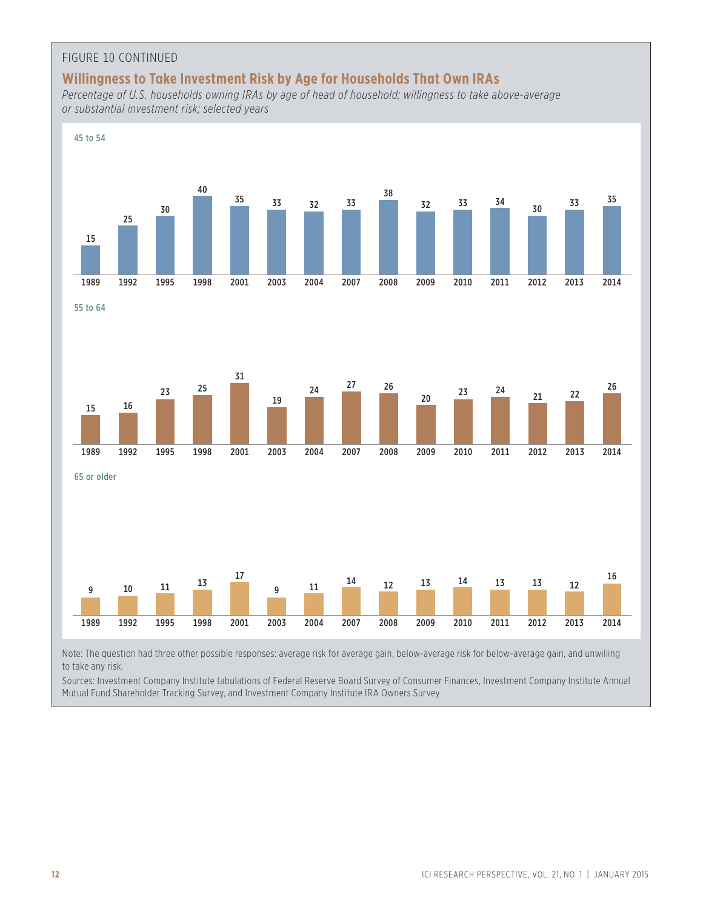FIGURE 10 CONTINUED

## Willingness to Take Investment Risk by Age for Households That Own IRAs

*Percentage of U.S. households owning IRAs by age of head of household; willingness to take above-average or substantial investment risk; selected years*

| Age | 1989 | 1992 | 1995 | 1998 | 2001 | 2003 | 2004 | 2007 | 2008 | 2009 | 2010 | 2011 | 2012 | 2013 | 2014 |
|---|---|---|---|---|---|---|---|---|---|---|---|---|---|---|---|
| 45 to 54 | 15 | 25 | 30 | 40 | 35 | 33 | 32 | 33 | 38 | 32 | 33 | 34 | 30 | 33 | 35 |
| 55 to 64 | 15 | 16 | 23 | 25 | 31 | 19 | 24 | 27 | 26 | 20 | 23 | 24 | 21 | 22 | 26 |
| 65 or older | 9 | 10 | 11 | 13 | 17 | 9 | 11 | 14 | 12 | 13 | 14 | 13 | 13 | 12 | 16 |

Note: The question had three other possible responses: average risk for average gain, below-average risk for below-average gain, and unwilling to take any risk.

Sources: Investment Company Institute tabulations of Federal Reserve Board Survey of Consumer Finances, Investment Company Institute Annual Mutual Fund Shareholder Tracking Survey, and Investment Company Institute IRA Owners Survey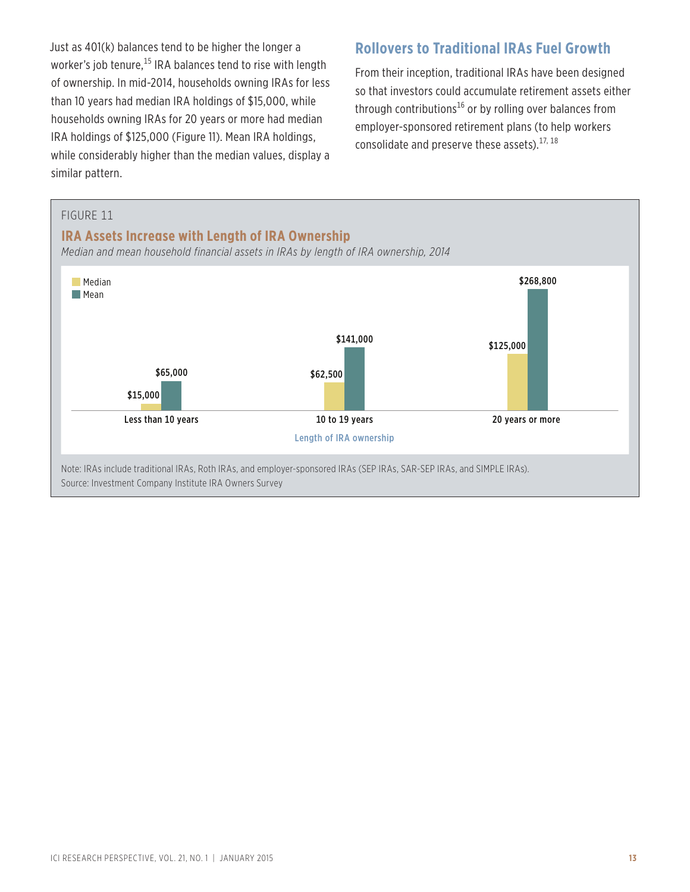Just as 401(k) balances tend to be higher the longer a worker's job tenure,[15] IRA balances tend to rise with length of ownership. In mid-2014, households owning IRAs for less than 10 years had median IRA holdings of $15,000, while households owning IRAs for 20 years or more had median IRA holdings of $125,000 (Figure 11). Mean IRA holdings, while considerably higher than the median values, display a similar pattern.

## Rollovers to Traditional IRAs Fuel Growth

From their inception, traditional IRAs have been designed so that investors could accumulate retirement assets either through contributions[16] or by rolling over balances from employer-sponsored retirement plans (to help workers consolidate and preserve these assets).[17, 18]

FIGURE 11

### IRA Assets Increase with Length of IRA Ownership

*Median and mean household financial assets in IRAs by length of IRA ownership, 2014*

| Length of IRA ownership | Median | Mean |
|---|---|---|
| Less than 10 years | $15,000 | $65,000 |
| 10 to 19 years | $62,500 | $141,000 |
| 20 years or more | $125,000 | $268,800 |

Note: IRAs include traditional IRAs, Roth IRAs, and employer-sponsored IRAs (SEP IRAs, SAR-SEP IRAs, and SIMPLE IRAs).
Source: Investment Company Institute IRA Owners Survey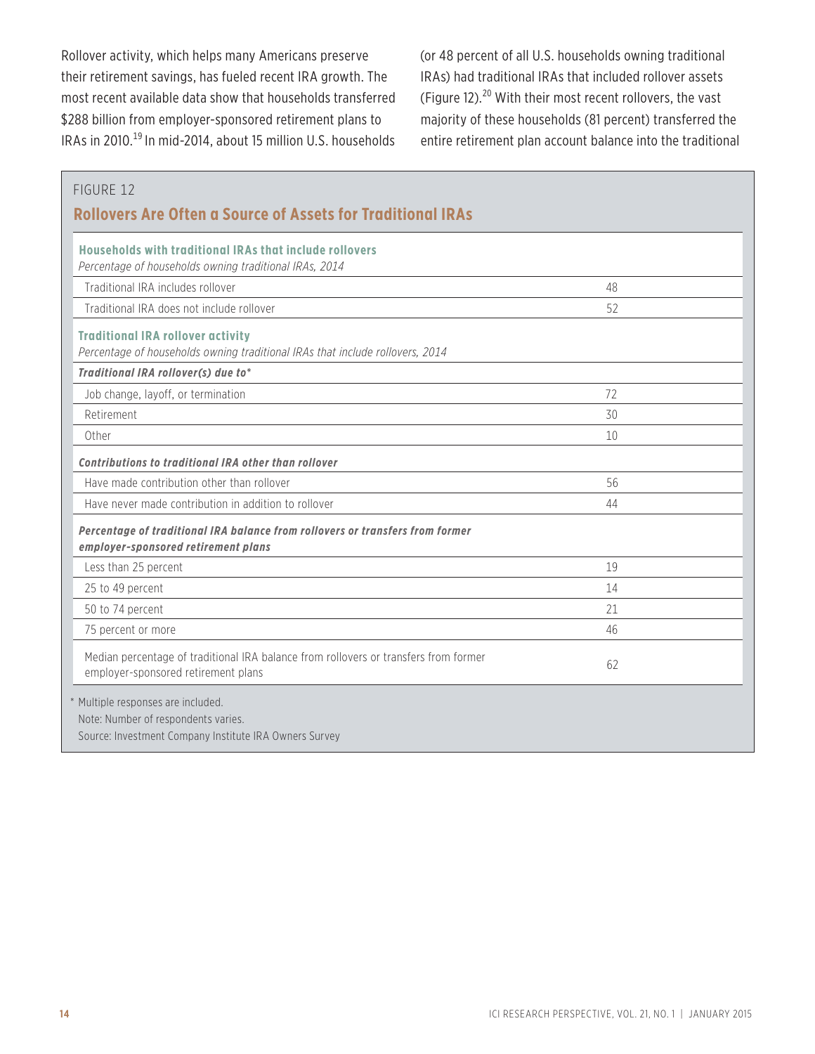Rollover activity, which helps many Americans preserve their retirement savings, has fueled recent IRA growth. The most recent available data show that households transferred $288 billion from employer-sponsored retirement plans to IRAs in 2010.[19] In mid-2014, about 15 million U.S. households (or 48 percent of all U.S. households owning traditional IRAs) had traditional IRAs that included rollover assets (Figure 12).[20] With their most recent rollovers, the vast majority of these households (81 percent) transferred the entire retirement plan account balance into the traditional

FIGURE 12

## Rollovers Are Often a Source of Assets for Traditional IRAs

| **Households with traditional IRAs that include rollovers**<br>*Percentage of households owning traditional IRAs, 2014* | |
|---|---|
| Traditional IRA includes rollover | 48 |
| Traditional IRA does not include rollover | 52 |
| **Traditional IRA rollover activity**<br>*Percentage of households owning traditional IRAs that include rollovers, 2014* | |
| ***Traditional IRA rollover(s) due to**** | |
| Job change, layoff, or termination | 72 |
| Retirement | 30 |
| Other | 10 |
| ***Contributions to traditional IRA other than rollover*** | |
| Have made contribution other than rollover | 56 |
| Have never made contribution in addition to rollover | 44 |
| ***Percentage of traditional IRA balance from rollovers or transfers from former employer-sponsored retirement plans*** | |
| Less than 25 percent | 19 |
| 25 to 49 percent | 14 |
| 50 to 74 percent | 21 |
| 75 percent or more | 46 |
| Median percentage of traditional IRA balance from rollovers or transfers from former employer-sponsored retirement plans | 62 |

\* Multiple responses are included.

Note: Number of respondents varies.

Source: Investment Company Institute IRA Owners Survey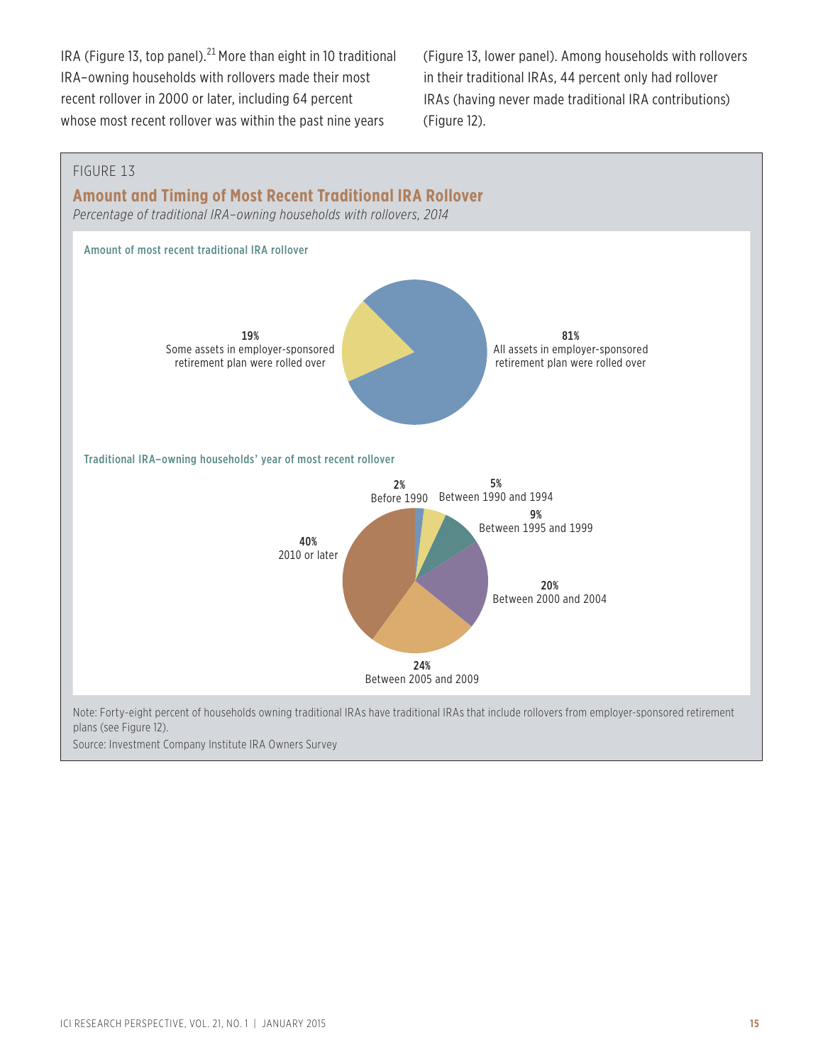IRA (Figure 13, top panel).[21] More than eight in 10 traditional IRA–owning households with rollovers made their most recent rollover in 2000 or later, including 64 percent whose most recent rollover was within the past nine years (Figure 13, lower panel). Among households with rollovers in their traditional IRAs, 44 percent only had rollover IRAs (having never made traditional IRA contributions) (Figure 12).

FIGURE 13

## Amount and Timing of Most Recent Traditional IRA Rollover

*Percentage of traditional IRA–owning households with rollovers, 2014*

**Amount of most recent traditional IRA rollover**

| Category | Percent |
|---|---|
| All assets in employer-sponsored retirement plan were rolled over | 81% |
| Some assets in employer-sponsored retirement plan were rolled over | 19% |

**Traditional IRA–owning households' year of most recent rollover**

| Year | Percent |
|---|---|
| Before 1990 | 2% |
| Between 1990 and 1994 | 5% |
| Between 1995 and 1999 | 9% |
| Between 2000 and 2004 | 20% |
| Between 2005 and 2009 | 24% |
| 2010 or later | 40% |

Note: Forty-eight percent of households owning traditional IRAs have traditional IRAs that include rollovers from employer-sponsored retirement plans (see Figure 12).

Source: Investment Company Institute IRA Owners Survey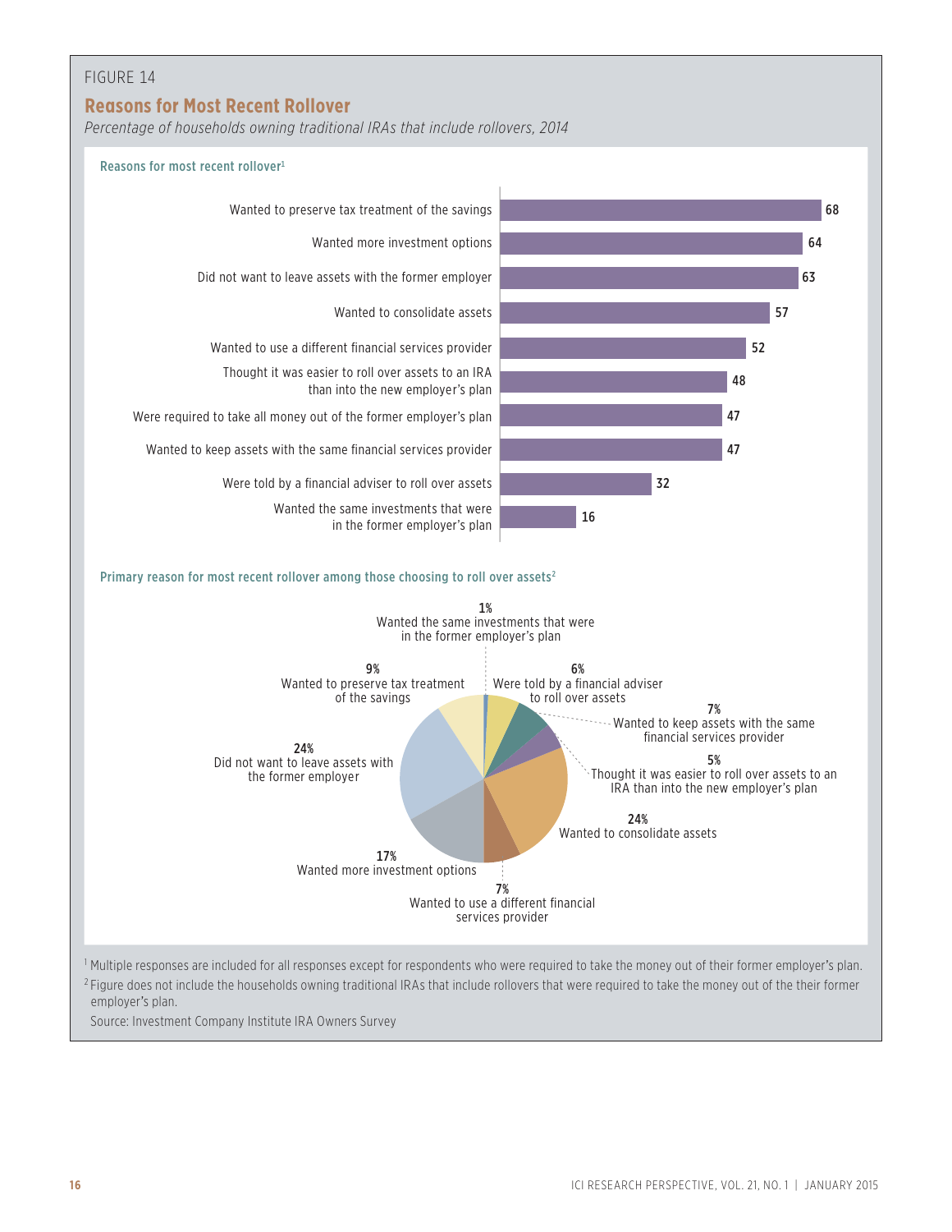FIGURE 14

## Reasons for Most Recent Rollover

*Percentage of households owning traditional IRAs that include rollovers, 2014*

**Reasons for most recent rollover**[1]

| Reason | Percent |
| --- | --- |
| Wanted to preserve tax treatment of the savings | 68 |
| Wanted more investment options | 64 |
| Did not want to leave assets with the former employer | 63 |
| Wanted to consolidate assets | 57 |
| Wanted to use a different financial services provider | 52 |
| Thought it was easier to roll over assets to an IRA than into the new employer's plan | 48 |
| Were required to take all money out of the former employer's plan | 47 |
| Wanted to keep assets with the same financial services provider | 47 |
| Were told by a financial adviser to roll over assets | 32 |
| Wanted the same investments that were in the former employer's plan | 16 |

**Primary reason for most recent rollover among those choosing to roll over assets**[2]

| Reason | Percent |
| --- | --- |
| Wanted the same investments that were in the former employer's plan | 1% |
| Were told by a financial adviser to roll over assets | 6% |
| Wanted to keep assets with the same financial services provider | 7% |
| Thought it was easier to roll over assets to an IRA than into the new employer's plan | 5% |
| Wanted to consolidate assets | 24% |
| Wanted to use a different financial services provider | 7% |
| Wanted more investment options | 17% |
| Did not want to leave assets with the former employer | 24% |
| Wanted to preserve tax treatment of the savings | 9% |

[1] Multiple responses are included for all responses except for respondents who were required to take the money out of their former employer's plan.

[2] Figure does not include the households owning traditional IRAs that include rollovers that were required to take the money out of the their former employer's plan.

Source: Investment Company Institute IRA Owners Survey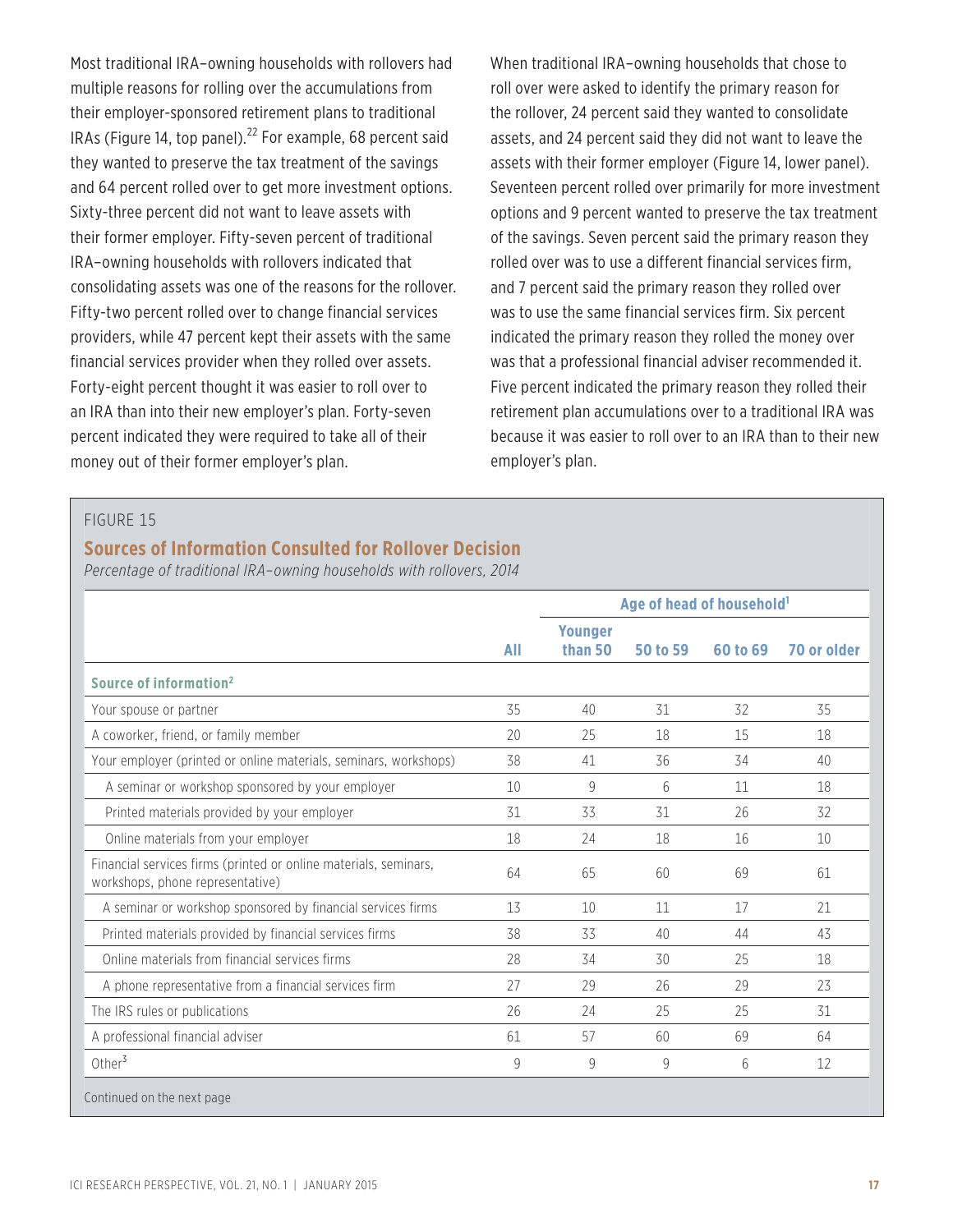Most traditional IRA–owning households with rollovers had multiple reasons for rolling over the accumulations from their employer-sponsored retirement plans to traditional IRAs (Figure 14, top panel).[22] For example, 68 percent said they wanted to preserve the tax treatment of the savings and 64 percent rolled over to get more investment options. Sixty-three percent did not want to leave assets with their former employer. Fifty-seven percent of traditional IRA–owning households with rollovers indicated that consolidating assets was one of the reasons for the rollover. Fifty-two percent rolled over to change financial services providers, while 47 percent kept their assets with the same financial services provider when they rolled over assets. Forty-eight percent thought it was easier to roll over to an IRA than into their new employer's plan. Forty-seven percent indicated they were required to take all of their money out of their former employer's plan.

When traditional IRA–owning households that chose to roll over were asked to identify the primary reason for the rollover, 24 percent said they wanted to consolidate assets, and 24 percent said they did not want to leave the assets with their former employer (Figure 14, lower panel). Seventeen percent rolled over primarily for more investment options and 9 percent wanted to preserve the tax treatment of the savings. Seven percent said the primary reason they rolled over was to use a different financial services firm, and 7 percent said the primary reason they rolled over was to use the same financial services firm. Six percent indicated the primary reason they rolled the money over was that a professional financial adviser recommended it. Five percent indicated the primary reason they rolled their retirement plan accumulations over to a traditional IRA was because it was easier to roll over to an IRA than to their new employer's plan.

FIGURE 15

**Sources of Information Consulted for Rollover Decision**

*Percentage of traditional IRA–owning households with rollovers, 2014*

| | | Age of head of household[1] | | | |
|---|---|---|---|---|---|
| | **All** | **Younger than 50** | **50 to 59** | **60 to 69** | **70 or older** |
| **Source of information[2]** | | | | | |
| Your spouse or partner | 35 | 40 | 31 | 32 | 35 |
| A coworker, friend, or family member | 20 | 25 | 18 | 15 | 18 |
| Your employer (printed or online materials, seminars, workshops) | 38 | 41 | 36 | 34 | 40 |
| A seminar or workshop sponsored by your employer | 10 | 9 | 6 | 11 | 18 |
| Printed materials provided by your employer | 31 | 33 | 31 | 26 | 32 |
| Online materials from your employer | 18 | 24 | 18 | 16 | 10 |
| Financial services firms (printed or online materials, seminars, workshops, phone representative) | 64 | 65 | 60 | 69 | 61 |
| A seminar or workshop sponsored by financial services firms | 13 | 10 | 11 | 17 | 21 |
| Printed materials provided by financial services firms | 38 | 33 | 40 | 44 | 43 |
| Online materials from financial services firms | 28 | 34 | 30 | 25 | 18 |
| A phone representative from a financial services firm | 27 | 29 | 26 | 29 | 23 |
| The IRS rules or publications | 26 | 24 | 25 | 25 | 31 |
| A professional financial adviser | 61 | 57 | 60 | 69 | 64 |
| Other[3] | 9 | 9 | 9 | 6 | 12 |

Continued on the next page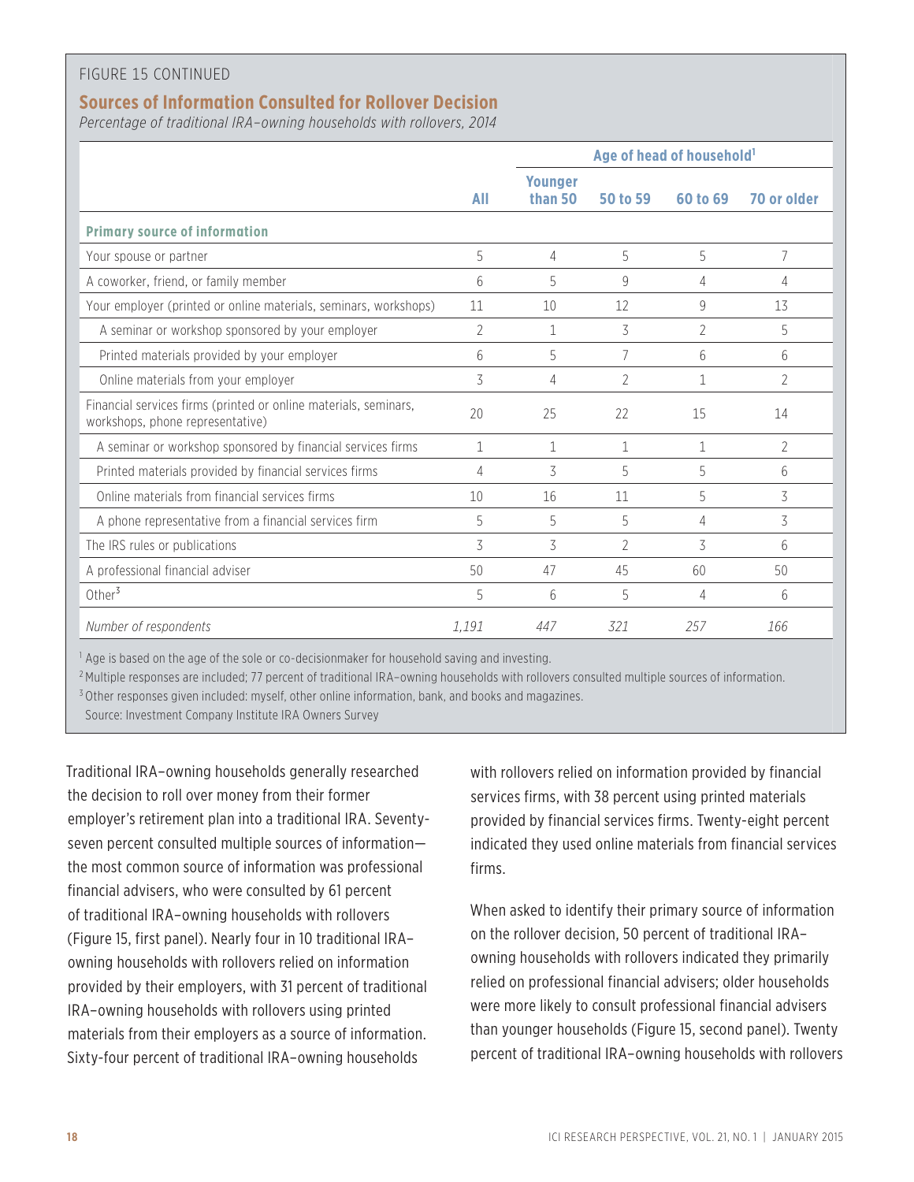FIGURE 15 CONTINUED

## Sources of Information Consulted for Rollover Decision

*Percentage of traditional IRA–owning households with rollovers, 2014*

| | All | Age of head of household[1] | | | |
|---|---|---|---|---|---|
| | | Younger than 50 | 50 to 59 | 60 to 69 | 70 or older |
| **Primary source of information** | | | | | |
| Your spouse or partner | 5 | 4 | 5 | 5 | 7 |
| A coworker, friend, or family member | 6 | 5 | 9 | 4 | 4 |
| Your employer (printed or online materials, seminars, workshops) | 11 | 10 | 12 | 9 | 13 |
| A seminar or workshop sponsored by your employer | 2 | 1 | 3 | 2 | 5 |
| Printed materials provided by your employer | 6 | 5 | 7 | 6 | 6 |
| Online materials from your employer | 3 | 4 | 2 | 1 | 2 |
| Financial services firms (printed or online materials, seminars, workshops, phone representative) | 20 | 25 | 22 | 15 | 14 |
| A seminar or workshop sponsored by financial services firms | 1 | 1 | 1 | 1 | 2 |
| Printed materials provided by financial services firms | 4 | 3 | 5 | 5 | 6 |
| Online materials from financial services firms | 10 | 16 | 11 | 5 | 3 |
| A phone representative from a financial services firm | 5 | 5 | 5 | 4 | 3 |
| The IRS rules or publications | 3 | 3 | 2 | 3 | 6 |
| A professional financial adviser | 50 | 47 | 45 | 60 | 50 |
| Other[3] | 5 | 6 | 5 | 4 | 6 |
| *Number of respondents* | *1,191* | *447* | *321* | *257* | *166* |

[1] Age is based on the age of the sole or co-decisionmaker for household saving and investing.

[2] Multiple responses are included; 77 percent of traditional IRA–owning households with rollovers consulted multiple sources of information.

[3] Other responses given included: myself, other online information, bank, and books and magazines.

Source: Investment Company Institute IRA Owners Survey

Traditional IRA–owning households generally researched the decision to roll over money from their former employer's retirement plan into a traditional IRA. Seventy-seven percent consulted multiple sources of information—the most common source of information was professional financial advisers, who were consulted by 61 percent of traditional IRA–owning households with rollovers (Figure 15, first panel). Nearly four in 10 traditional IRA–owning households with rollovers relied on information provided by their employers, with 31 percent of traditional IRA–owning households with rollovers using printed materials from their employers as a source of information. Sixty-four percent of traditional IRA–owning households with rollovers relied on information provided by financial services firms, with 38 percent using printed materials provided by financial services firms. Twenty-eight percent indicated they used online materials from financial services firms.

When asked to identify their primary source of information on the rollover decision, 50 percent of traditional IRA–owning households with rollovers indicated they primarily relied on professional financial advisers; older households were more likely to consult professional financial advisers than younger households (Figure 15, second panel). Twenty percent of traditional IRA–owning households with rollovers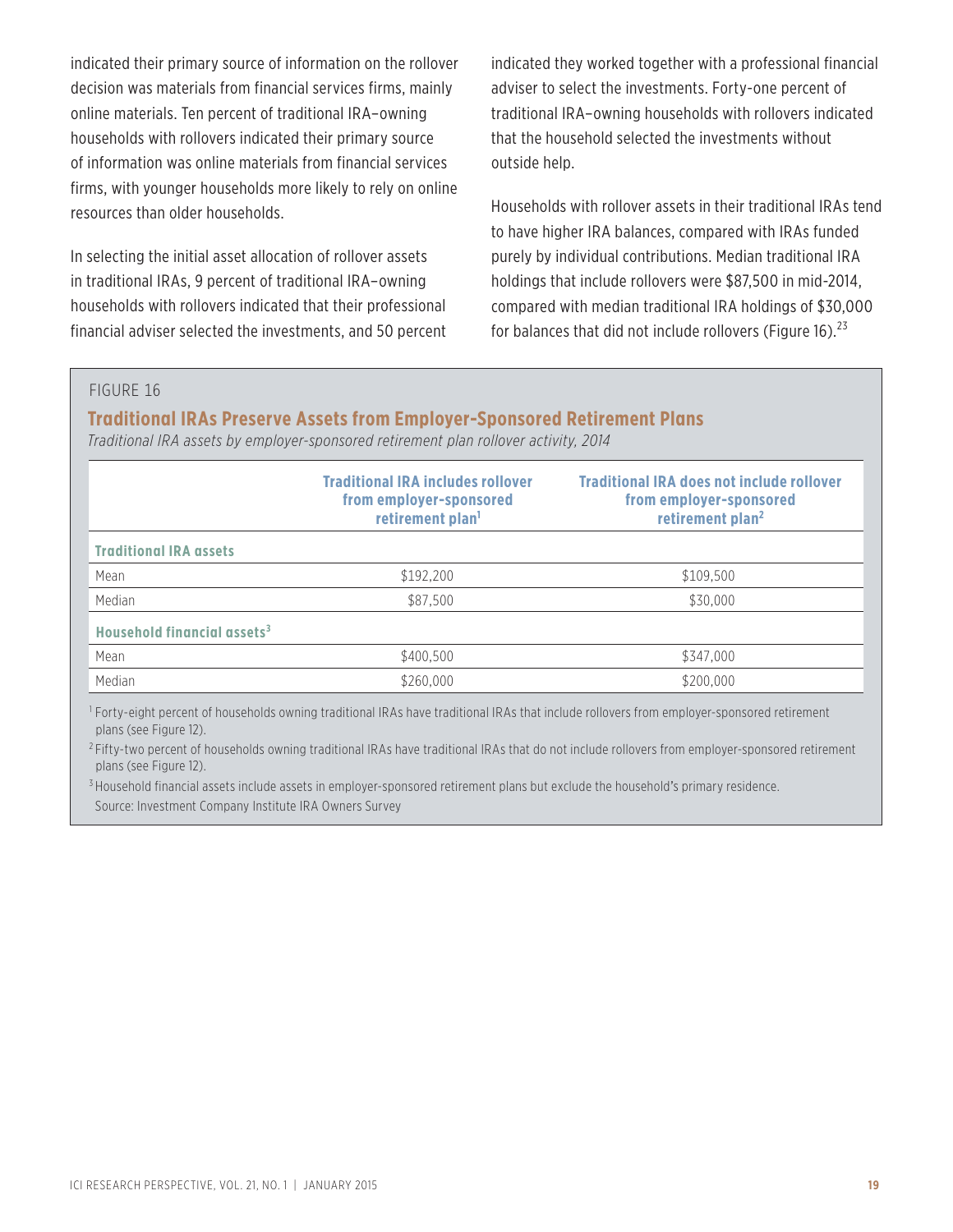indicated their primary source of information on the rollover decision was materials from financial services firms, mainly online materials. Ten percent of traditional IRA–owning households with rollovers indicated their primary source of information was online materials from financial services firms, with younger households more likely to rely on online resources than older households.

In selecting the initial asset allocation of rollover assets in traditional IRAs, 9 percent of traditional IRA–owning households with rollovers indicated that their professional financial adviser selected the investments, and 50 percent indicated they worked together with a professional financial adviser to select the investments. Forty-one percent of traditional IRA–owning households with rollovers indicated that the household selected the investments without outside help.

Households with rollover assets in their traditional IRAs tend to have higher IRA balances, compared with IRAs funded purely by individual contributions. Median traditional IRA holdings that include rollovers were $87,500 in mid-2014, compared with median traditional IRA holdings of $30,000 for balances that did not include rollovers (Figure 16).[23]

FIGURE 16

**Traditional IRAs Preserve Assets from Employer-Sponsored Retirement Plans**

*Traditional IRA assets by employer-sponsored retirement plan rollover activity, 2014*

| | Traditional IRA includes rollover from employer-sponsored retirement plan[1] | Traditional IRA does not include rollover from employer-sponsored retirement plan[2] |
|---|---|---|
| **Traditional IRA assets** | | |
| Mean | $192,200 | $109,500 |
| Median | $87,500 | $30,000 |
| **Household financial assets[3]** | | |
| Mean | $400,500 | $347,000 |
| Median | $260,000 | $200,000 |

[1] Forty-eight percent of households owning traditional IRAs have traditional IRAs that include rollovers from employer-sponsored retirement plans (see Figure 12).

[2] Fifty-two percent of households owning traditional IRAs have traditional IRAs that do not include rollovers from employer-sponsored retirement plans (see Figure 12).

[3] Household financial assets include assets in employer-sponsored retirement plans but exclude the household's primary residence.

Source: Investment Company Institute IRA Owners Survey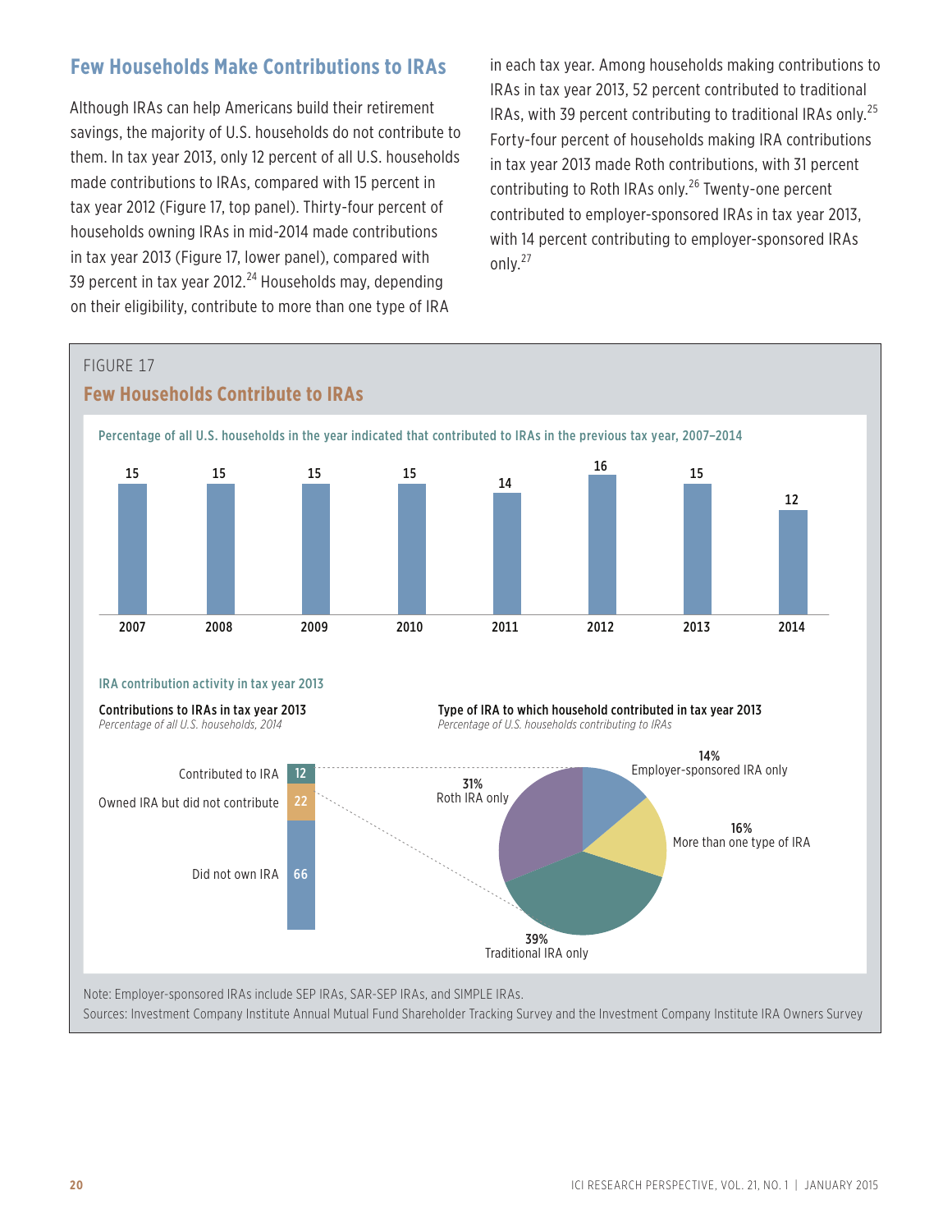## Few Households Make Contributions to IRAs

Although IRAs can help Americans build their retirement savings, the majority of U.S. households do not contribute to them. In tax year 2013, only 12 percent of all U.S. households made contributions to IRAs, compared with 15 percent in tax year 2012 (Figure 17, top panel). Thirty-four percent of households owning IRAs in mid-2014 made contributions in tax year 2013 (Figure 17, lower panel), compared with 39 percent in tax year 2012.[24] Households may, depending on their eligibility, contribute to more than one type of IRA in each tax year. Among households making contributions to IRAs in tax year 2013, 52 percent contributed to traditional IRAs, with 39 percent contributing to traditional IRAs only.[25] Forty-four percent of households making IRA contributions in tax year 2013 made Roth contributions, with 31 percent contributing to Roth IRAs only.[26] Twenty-one percent contributed to employer-sponsored IRAs in tax year 2013, with 14 percent contributing to employer-sponsored IRAs only.[27]

FIGURE 17

### Few Households Contribute to IRAs

**Percentage of all U.S. households in the year indicated that contributed to IRAs in the previous tax year, 2007–2014**

| 2007 | 2008 | 2009 | 2010 | 2011 | 2012 | 2013 | 2014 |
|---|---|---|---|---|---|---|---|
| 15 | 15 | 15 | 15 | 14 | 16 | 15 | 12 |

**IRA contribution activity in tax year 2013**

**Contributions to IRAs in tax year 2013**
*Percentage of all U.S. households, 2014*

| Category | Percent |
|---|---|
| Contributed to IRA | 12 |
| Owned IRA but did not contribute | 22 |
| Did not own IRA | 66 |

**Type of IRA to which household contributed in tax year 2013**
*Percentage of U.S. households contributing to IRAs*

| Type | Percent |
|---|---|
| Employer-sponsored IRA only | 14% |
| More than one type of IRA | 16% |
| Traditional IRA only | 39% |
| Roth IRA only | 31% |

Note: Employer-sponsored IRAs include SEP IRAs, SAR-SEP IRAs, and SIMPLE IRAs.

Sources: Investment Company Institute Annual Mutual Fund Shareholder Tracking Survey and the Investment Company Institute IRA Owners Survey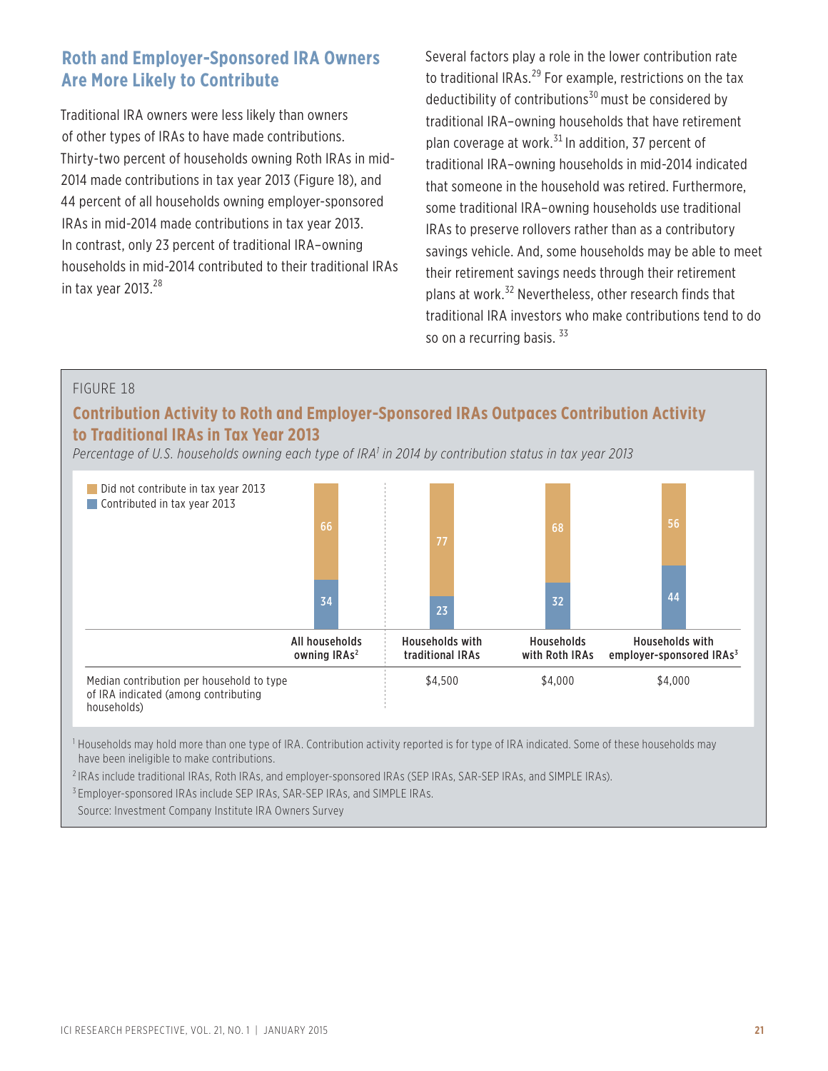## Roth and Employer-Sponsored IRA Owners Are More Likely to Contribute

Traditional IRA owners were less likely than owners of other types of IRAs to have made contributions. Thirty-two percent of households owning Roth IRAs in mid-2014 made contributions in tax year 2013 (Figure 18), and 44 percent of all households owning employer-sponsored IRAs in mid-2014 made contributions in tax year 2013. In contrast, only 23 percent of traditional IRA–owning households in mid-2014 contributed to their traditional IRAs in tax year 2013.[28]

Several factors play a role in the lower contribution rate to traditional IRAs.[29] For example, restrictions on the tax deductibility of contributions[30] must be considered by traditional IRA–owning households that have retirement plan coverage at work.[31] In addition, 37 percent of traditional IRA–owning households in mid-2014 indicated that someone in the household was retired. Furthermore, some traditional IRA–owning households use traditional IRAs to preserve rollovers rather than as a contributory savings vehicle. And, some households may be able to meet their retirement savings needs through their retirement plans at work.[32] Nevertheless, other research finds that traditional IRA investors who make contributions tend to do so on a recurring basis.[33]

FIGURE 18

**Contribution Activity to Roth and Employer-Sponsored IRAs Outpaces Contribution Activity to Traditional IRAs in Tax Year 2013**

*Percentage of U.S. households owning each type of IRA[1] in 2014 by contribution status in tax year 2013*

| | All households owning IRAs[2] | Households with traditional IRAs | Households with Roth IRAs | Households with employer-sponsored IRAs[3] |
|---|---|---|---|---|
| Did not contribute in tax year 2013 | 66 | 77 | 68 | 56 |
| Contributed in tax year 2013 | 34 | 23 | 32 | 44 |
| Median contribution per household to type of IRA indicated (among contributing households) | | $4,500 | $4,000 | $4,000 |

[1] Households may hold more than one type of IRA. Contribution activity reported is for type of IRA indicated. Some of these households may have been ineligible to make contributions.

[2] IRAs include traditional IRAs, Roth IRAs, and employer-sponsored IRAs (SEP IRAs, SAR-SEP IRAs, and SIMPLE IRAs).

[3] Employer-sponsored IRAs include SEP IRAs, SAR-SEP IRAs, and SIMPLE IRAs.

Source: Investment Company Institute IRA Owners Survey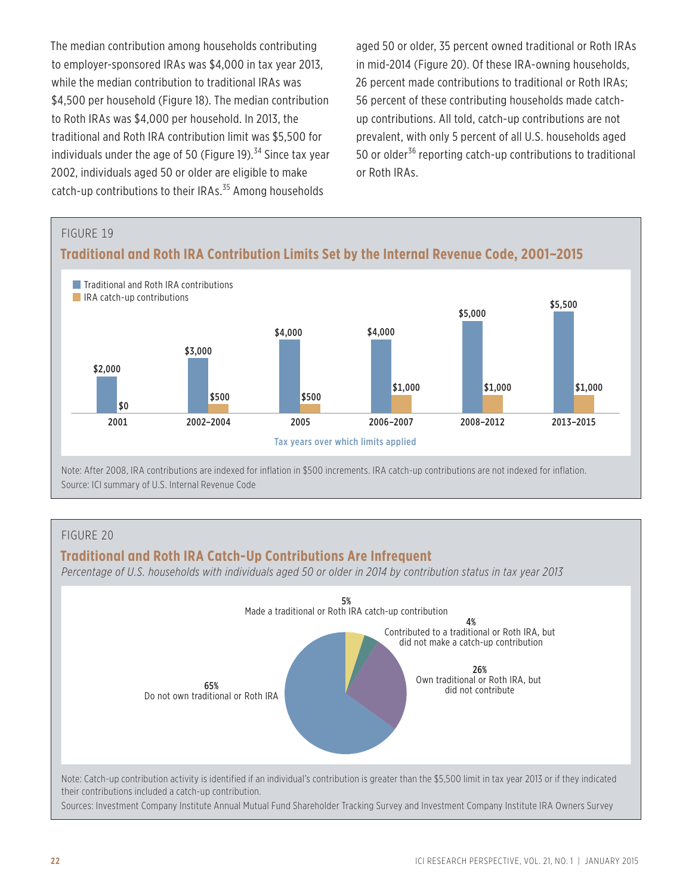The median contribution among households contributing to employer-sponsored IRAs was $4,000 in tax year 2013, while the median contribution to traditional IRAs was $4,500 per household (Figure 18). The median contribution to Roth IRAs was $4,000 per household. In 2013, the traditional and Roth IRA contribution limit was $5,500 for individuals under the age of 50 (Figure 19).[34] Since tax year 2002, individuals aged 50 or older are eligible to make catch-up contributions to their IRAs.[35] Among households aged 50 or older, 35 percent owned traditional or Roth IRAs in mid-2014 (Figure 20). Of these IRA-owning households, 26 percent made contributions to traditional or Roth IRAs; 56 percent of these contributing households made catch-up contributions. All told, catch-up contributions are not prevalent, with only 5 percent of all U.S. households aged 50 or older[36] reporting catch-up contributions to traditional or Roth IRAs.

FIGURE 19

## Traditional and Roth IRA Contribution Limits Set by the Internal Revenue Code, 2001–2015

| Tax years over which limits applied | Traditional and Roth IRA contributions | IRA catch-up contributions |
|---|---|---|
| 2001 | $2,000 | $0 |
| 2002–2004 | $3,000 | $500 |
| 2005 | $4,000 | $500 |
| 2006–2007 | $4,000 | $1,000 |
| 2008–2012 | $5,000 | $1,000 |
| 2013–2015 | $5,500 | $1,000 |

Note: After 2008, IRA contributions are indexed for inflation in $500 increments. IRA catch-up contributions are not indexed for inflation.
Source: ICI summary of U.S. Internal Revenue Code

FIGURE 20

## Traditional and Roth IRA Catch-Up Contributions Are Infrequent

*Percentage of U.S. households with individuals aged 50 or older in 2014 by contribution status in tax year 2013*

| Contribution status | Percent |
|---|---|
| Made a traditional or Roth IRA catch-up contribution | 5% |
| Contributed to a traditional or Roth IRA, but did not make a catch-up contribution | 4% |
| Own traditional or Roth IRA, but did not contribute | 26% |
| Do not own traditional or Roth IRA | 65% |

Note: Catch-up contribution activity is identified if an individual's contribution is greater than the $5,500 limit in tax year 2013 or if they indicated their contributions included a catch-up contribution.
Sources: Investment Company Institute Annual Mutual Fund Shareholder Tracking Survey and Investment Company Institute IRA Owners Survey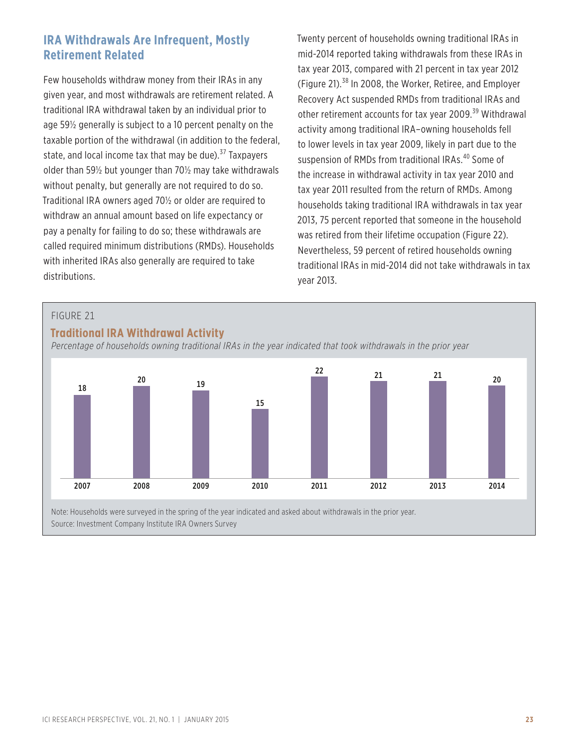## IRA Withdrawals Are Infrequent, Mostly Retirement Related

Few households withdraw money from their IRAs in any given year, and most withdrawals are retirement related. A traditional IRA withdrawal taken by an individual prior to age 59½ generally is subject to a 10 percent penalty on the taxable portion of the withdrawal (in addition to the federal, state, and local income tax that may be due).[37] Taxpayers older than 59½ but younger than 70½ may take withdrawals without penalty, but generally are not required to do so. Traditional IRA owners aged 70½ or older are required to withdraw an annual amount based on life expectancy or pay a penalty for failing to do so; these withdrawals are called required minimum distributions (RMDs). Households with inherited IRAs also generally are required to take distributions.

Twenty percent of households owning traditional IRAs in mid-2014 reported taking withdrawals from these IRAs in tax year 2013, compared with 21 percent in tax year 2012 (Figure 21).[38] In 2008, the Worker, Retiree, and Employer Recovery Act suspended RMDs from traditional IRAs and other retirement accounts for tax year 2009.[39] Withdrawal activity among traditional IRA–owning households fell to lower levels in tax year 2009, likely in part due to the suspension of RMDs from traditional IRAs.[40] Some of the increase in withdrawal activity in tax year 2010 and tax year 2011 resulted from the return of RMDs. Among households taking traditional IRA withdrawals in tax year 2013, 75 percent reported that someone in the household was retired from their lifetime occupation (Figure 22). Nevertheless, 59 percent of retired households owning traditional IRAs in mid-2014 did not take withdrawals in tax year 2013.

FIGURE 21

**Traditional IRA Withdrawal Activity**

*Percentage of households owning traditional IRAs in the year indicated that took withdrawals in the prior year*

| 2007 | 2008 | 2009 | 2010 | 2011 | 2012 | 2013 | 2014 |
|---|---|---|---|---|---|---|---|
| 18 | 20 | 19 | 15 | 22 | 21 | 21 | 20 |

Note: Households were surveyed in the spring of the year indicated and asked about withdrawals in the prior year.
Source: Investment Company Institute IRA Owners Survey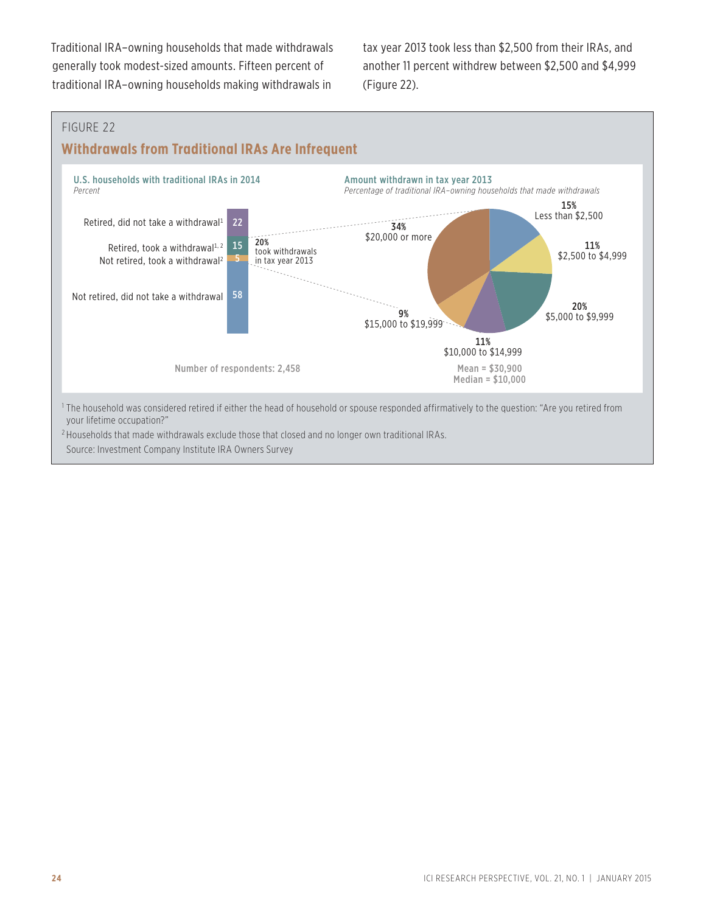Traditional IRA–owning households that made withdrawals generally took modest-sized amounts. Fifteen percent of traditional IRA–owning households making withdrawals in tax year 2013 took less than $2,500 from their IRAs, and another 11 percent withdrew between $2,500 and $4,999 (Figure 22).

FIGURE 22

## Withdrawals from Traditional IRAs Are Infrequent

**U.S. households with traditional IRAs in 2014**
*Percent*

| Category | Percent |
| --- | --- |
| Retired, did not take a withdrawal[1] | 22 |
| Retired, took a withdrawal[1, 2] | 15 |
| Not retired, took a withdrawal[2] | 5 |
| Not retired, did not take a withdrawal | 58 |

20% took withdrawals in tax year 2013

Number of respondents: 2,458

**Amount withdrawn in tax year 2013**
*Percentage of traditional IRA–owning households that made withdrawals*

| Amount | Percent |
| --- | --- |
| Less than $2,500 | 15% |
| $2,500 to $4,999 | 11% |
| $5,000 to $9,999 | 20% |
| $10,000 to $14,999 | 11% |
| $15,000 to $19,999 | 9% |
| $20,000 or more | 34% |

Mean = $30,900
Median = $10,000

[1] The household was considered retired if either the head of household or spouse responded affirmatively to the question: "Are you retired from your lifetime occupation?"

[2] Households that made withdrawals exclude those that closed and no longer own traditional IRAs.

Source: Investment Company Institute IRA Owners Survey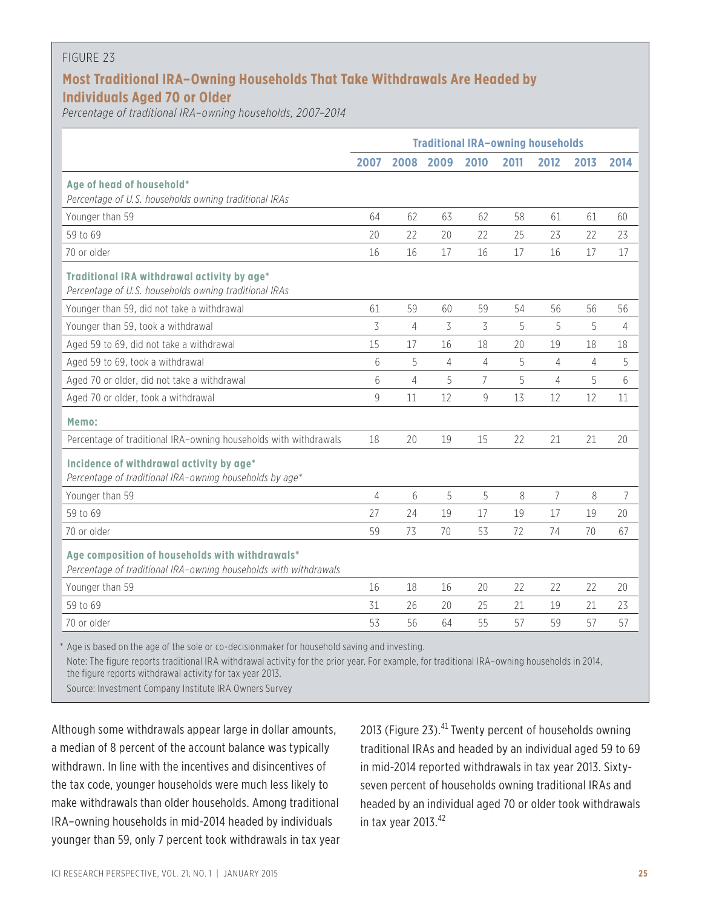FIGURE 23

## Most Traditional IRA–Owning Households That Take Withdrawals Are Headed by Individuals Aged 70 or Older

*Percentage of traditional IRA–owning households, 2007–2014*

| | Traditional IRA–owning households | | | | | | | |
|---|---|---|---|---|---|---|---|---|
| | 2007 | 2008 | 2009 | 2010 | 2011 | 2012 | 2013 | 2014 |
| **Age of head of household*** *Percentage of U.S. households owning traditional IRAs* | | | | | | | | |
| Younger than 59 | 64 | 62 | 63 | 62 | 58 | 61 | 61 | 60 |
| 59 to 69 | 20 | 22 | 20 | 22 | 25 | 23 | 22 | 23 |
| 70 or older | 16 | 16 | 17 | 16 | 17 | 16 | 17 | 17 |
| **Traditional IRA withdrawal activity by age*** *Percentage of U.S. households owning traditional IRAs* | | | | | | | | |
| Younger than 59, did not take a withdrawal | 61 | 59 | 60 | 59 | 54 | 56 | 56 | 56 |
| Younger than 59, took a withdrawal | 3 | 4 | 3 | 3 | 5 | 5 | 5 | 4 |
| Aged 59 to 69, did not take a withdrawal | 15 | 17 | 16 | 18 | 20 | 19 | 18 | 18 |
| Aged 59 to 69, took a withdrawal | 6 | 5 | 4 | 4 | 5 | 4 | 4 | 5 |
| Aged 70 or older, did not take a withdrawal | 6 | 4 | 5 | 7 | 5 | 4 | 5 | 6 |
| Aged 70 or older, took a withdrawal | 9 | 11 | 12 | 9 | 13 | 12 | 12 | 11 |
| **Memo:** | | | | | | | | |
| Percentage of traditional IRA–owning households with withdrawals | 18 | 20 | 19 | 15 | 22 | 21 | 21 | 20 |
| **Incidence of withdrawal activity by age*** *Percentage of traditional IRA–owning households by age** | | | | | | | | |
| Younger than 59 | 4 | 6 | 5 | 5 | 8 | 7 | 8 | 7 |
| 59 to 69 | 27 | 24 | 19 | 17 | 19 | 17 | 19 | 20 |
| 70 or older | 59 | 73 | 70 | 53 | 72 | 74 | 70 | 67 |
| **Age composition of households with withdrawals*** *Percentage of traditional IRA–owning households with withdrawals* | | | | | | | | |
| Younger than 59 | 16 | 18 | 16 | 20 | 22 | 22 | 22 | 20 |
| 59 to 69 | 31 | 26 | 20 | 25 | 21 | 19 | 21 | 23 |
| 70 or older | 53 | 56 | 64 | 55 | 57 | 59 | 57 | 57 |

\* Age is based on the age of the sole or co-decisionmaker for household saving and investing.

Note: The figure reports traditional IRA withdrawal activity for the prior year. For example, for traditional IRA–owning households in 2014, the figure reports withdrawal activity for tax year 2013.

Source: Investment Company Institute IRA Owners Survey

Although some withdrawals appear large in dollar amounts, a median of 8 percent of the account balance was typically withdrawn. In line with the incentives and disincentives of the tax code, younger households were much less likely to make withdrawals than older households. Among traditional IRA–owning households in mid-2014 headed by individuals younger than 59, only 7 percent took withdrawals in tax year 2013 (Figure 23).[41] Twenty percent of households owning traditional IRAs and headed by an individual aged 59 to 69 in mid-2014 reported withdrawals in tax year 2013. Sixty-seven percent of households owning traditional IRAs and headed by an individual aged 70 or older took withdrawals in tax year 2013.[42]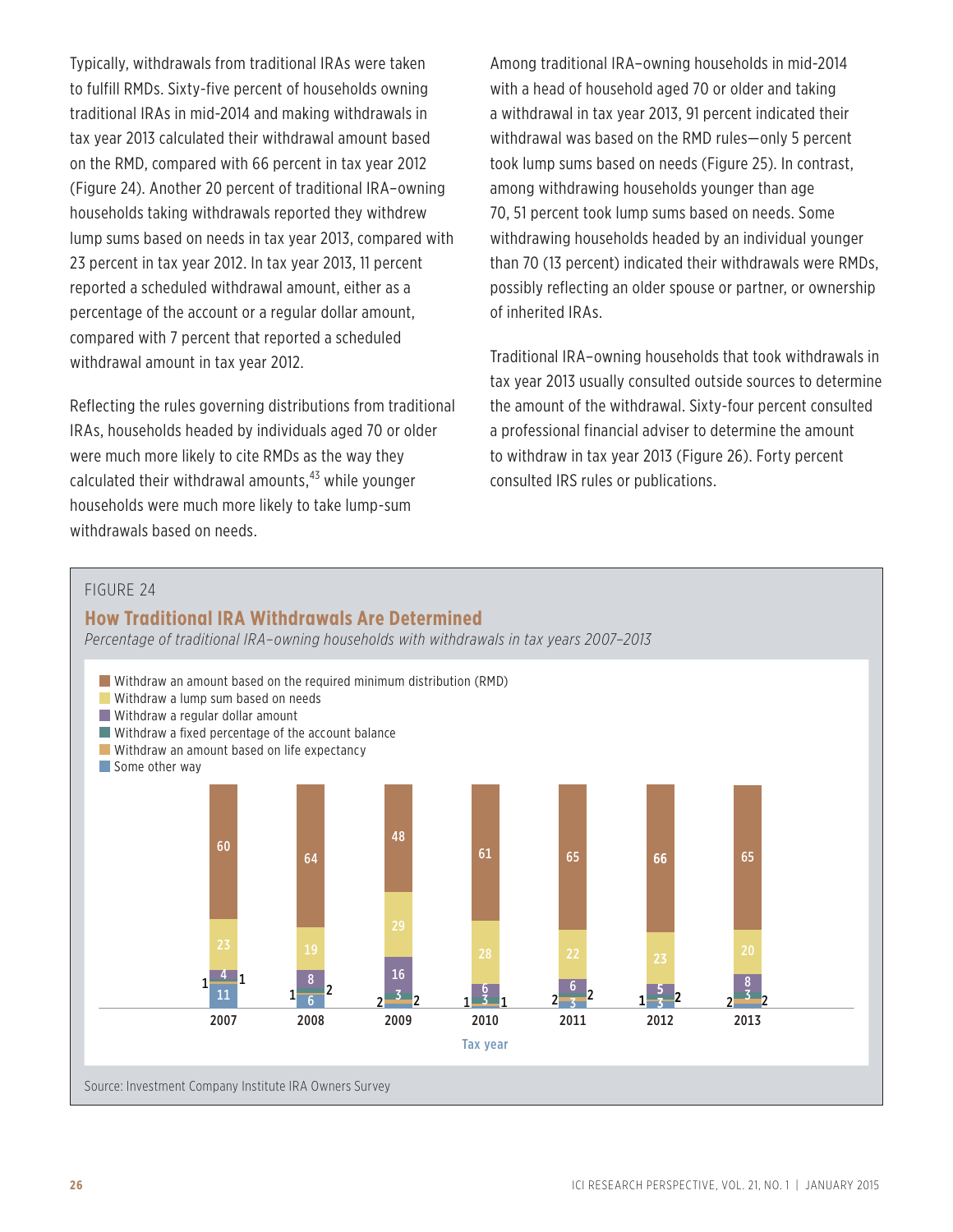Typically, withdrawals from traditional IRAs were taken to fulfill RMDs. Sixty-five percent of households owning traditional IRAs in mid-2014 and making withdrawals in tax year 2013 calculated their withdrawal amount based on the RMD, compared with 66 percent in tax year 2012 (Figure 24). Another 20 percent of traditional IRA–owning households taking withdrawals reported they withdrew lump sums based on needs in tax year 2013, compared with 23 percent in tax year 2012. In tax year 2013, 11 percent reported a scheduled withdrawal amount, either as a percentage of the account or a regular dollar amount, compared with 7 percent that reported a scheduled withdrawal amount in tax year 2012.

Reflecting the rules governing distributions from traditional IRAs, households headed by individuals aged 70 or older were much more likely to cite RMDs as the way they calculated their withdrawal amounts,[43] while younger households were much more likely to take lump-sum withdrawals based on needs.

Among traditional IRA–owning households in mid-2014 with a head of household aged 70 or older and taking a withdrawal in tax year 2013, 91 percent indicated their withdrawal was based on the RMD rules—only 5 percent took lump sums based on needs (Figure 25). In contrast, among withdrawing households younger than age 70, 51 percent took lump sums based on needs. Some withdrawing households headed by an individual younger than 70 (13 percent) indicated their withdrawals were RMDs, possibly reflecting an older spouse or partner, or ownership of inherited IRAs.

Traditional IRA–owning households that took withdrawals in tax year 2013 usually consulted outside sources to determine the amount of the withdrawal. Sixty-four percent consulted a professional financial adviser to determine the amount to withdraw in tax year 2013 (Figure 26). Forty percent consulted IRS rules or publications.

FIGURE 24

## How Traditional IRA Withdrawals Are Determined

*Percentage of traditional IRA–owning households with withdrawals in tax years 2007–2013*

| Tax year | 2007 | 2008 | 2009 | 2010 | 2011 | 2012 | 2013 |
|---|---|---|---|---|---|---|---|
| Withdraw an amount based on the required minimum distribution (RMD) | 60 | 64 | 48 | 61 | 65 | 66 | 65 |
| Withdraw a lump sum based on needs | 23 | 19 | 29 | 28 | 22 | 23 | 20 |
| Withdraw a regular dollar amount | 4 | 8 | 16 | 6 | 6 | 5 | 8 |
| Withdraw a fixed percentage of the account balance | 1 | 2 | 3 | 3 | 2 | 2 | 3 |
| Withdraw an amount based on life expectancy | 1 | 1 | 2 | 1 | 2 | 1 | 2 |
| Some other way | 11 | 6 | 2 | 1 | 3 | 3 | 2 |

Source: Investment Company Institute IRA Owners Survey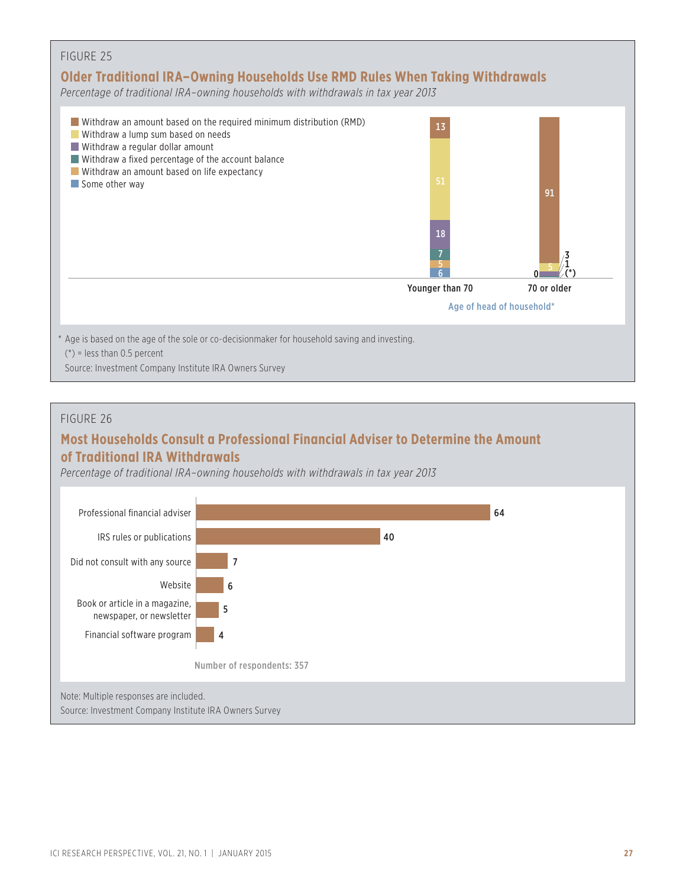FIGURE 25

## Older Traditional IRA–Owning Households Use RMD Rules When Taking Withdrawals

*Percentage of traditional IRA–owning households with withdrawals in tax year 2013*

| Age of head of household* | Younger than 70 | 70 or older |
|---|---|---|
| Withdraw an amount based on the required minimum distribution (RMD) | 13 | 91 |
| Withdraw a lump sum based on needs | 51 | 5 |
| Withdraw a regular dollar amount | 18 | 3 |
| Withdraw a fixed percentage of the account balance | 7 | 1 |
| Withdraw an amount based on life expectancy | 5 | (*) |
| Some other way | 6 | 0 |

\* Age is based on the age of the sole or co-decisionmaker for household saving and investing.

(*) = less than 0.5 percent

Source: Investment Company Institute IRA Owners Survey

FIGURE 26

## Most Households Consult a Professional Financial Adviser to Determine the Amount of Traditional IRA Withdrawals

*Percentage of traditional IRA–owning households with withdrawals in tax year 2013*

| Source | Percentage |
|---|---|
| Professional financial adviser | 64 |
| IRS rules or publications | 40 |
| Did not consult with any source | 7 |
| Website | 6 |
| Book or article in a magazine, newspaper, or newsletter | 5 |
| Financial software program | 4 |

Number of respondents: 357

Note: Multiple responses are included.

Source: Investment Company Institute IRA Owners Survey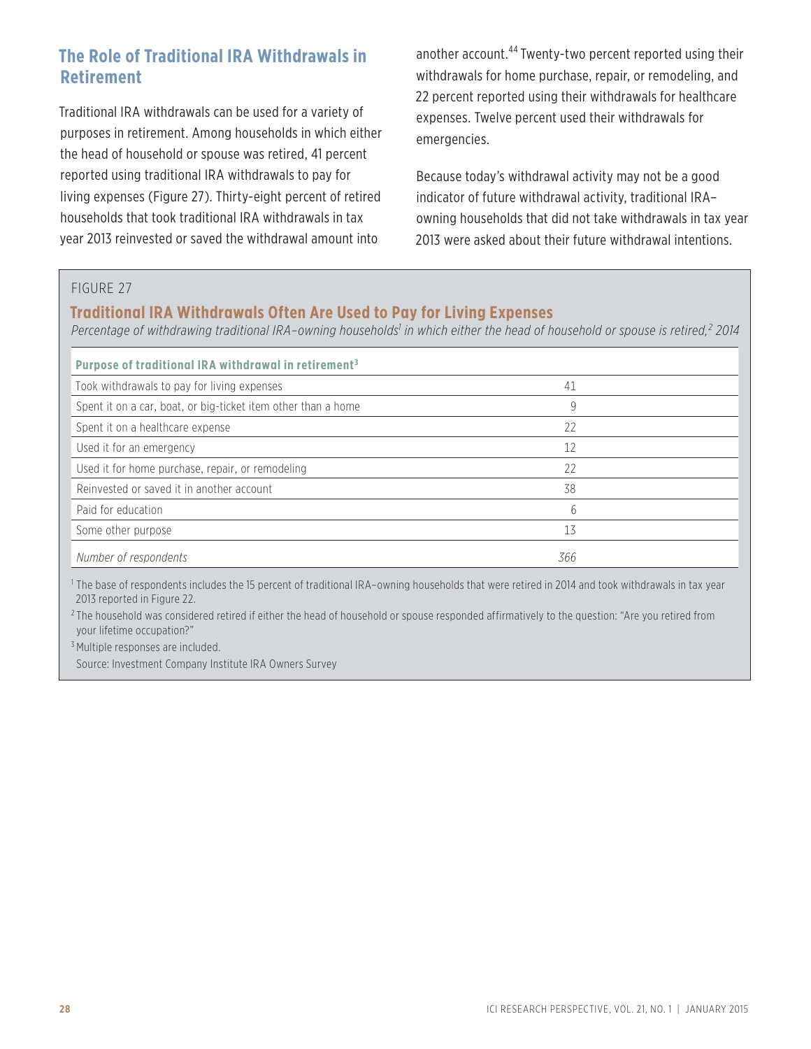## The Role of Traditional IRA Withdrawals in Retirement

Traditional IRA withdrawals can be used for a variety of purposes in retirement. Among households in which either the head of household or spouse was retired, 41 percent reported using traditional IRA withdrawals to pay for living expenses (Figure 27). Thirty-eight percent of retired households that took traditional IRA withdrawals in tax year 2013 reinvested or saved the withdrawal amount into another account.[44] Twenty-two percent reported using their withdrawals for home purchase, repair, or remodeling, and 22 percent reported using their withdrawals for healthcare expenses. Twelve percent used their withdrawals for emergencies.

Because today's withdrawal activity may not be a good indicator of future withdrawal activity, traditional IRA–owning households that did not take withdrawals in tax year 2013 were asked about their future withdrawal intentions.

FIGURE 27

### Traditional IRA Withdrawals Often Are Used to Pay for Living Expenses

*Percentage of withdrawing traditional IRA–owning households[1] in which either the head of household or spouse is retired,[2] 2014*

| Purpose of traditional IRA withdrawal in retirement[3] | |
|---|---|
| Took withdrawals to pay for living expenses | 41 |
| Spent it on a car, boat, or big-ticket item other than a home | 9 |
| Spent it on a healthcare expense | 22 |
| Used it for an emergency | 12 |
| Used it for home purchase, repair, or remodeling | 22 |
| Reinvested or saved it in another account | 38 |
| Paid for education | 6 |
| Some other purpose | 13 |
| *Number of respondents* | *366* |

[1] The base of respondents includes the 15 percent of traditional IRA–owning households that were retired in 2014 and took withdrawals in tax year 2013 reported in Figure 22.

[2] The household was considered retired if either the head of household or spouse responded affirmatively to the question: "Are you retired from your lifetime occupation?"

[3] Multiple responses are included.

Source: Investment Company Institute IRA Owners Survey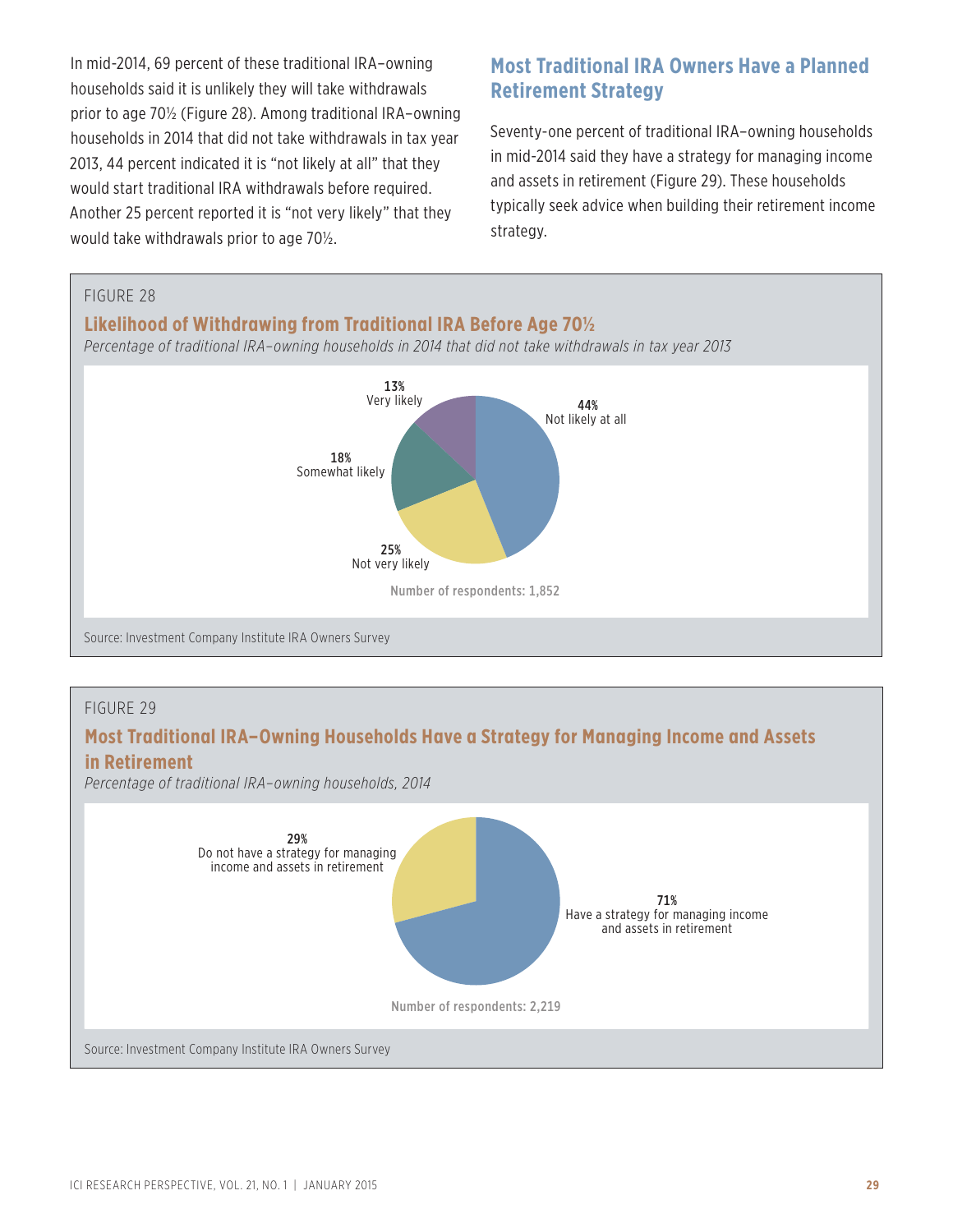In mid-2014, 69 percent of these traditional IRA–owning households said it is unlikely they will take withdrawals prior to age 70½ (Figure 28). Among traditional IRA–owning households in 2014 that did not take withdrawals in tax year 2013, 44 percent indicated it is "not likely at all" that they would start traditional IRA withdrawals before required. Another 25 percent reported it is "not very likely" that they would take withdrawals prior to age 70½.

## Most Traditional IRA Owners Have a Planned Retirement Strategy

Seventy-one percent of traditional IRA–owning households in mid-2014 said they have a strategy for managing income and assets in retirement (Figure 29). These households typically seek advice when building their retirement income strategy.

FIGURE 28

### Likelihood of Withdrawing from Traditional IRA Before Age 70½

*Percentage of traditional IRA–owning households in 2014 that did not take withdrawals in tax year 2013*

| Likelihood | Percent |
|---|---|
| Very likely | 13% |
| Somewhat likely | 18% |
| Not very likely | 25% |
| Not likely at all | 44% |

Number of respondents: 1,852

Source: Investment Company Institute IRA Owners Survey

FIGURE 29

### Most Traditional IRA–Owning Households Have a Strategy for Managing Income and Assets in Retirement

*Percentage of traditional IRA–owning households, 2014*

| Response | Percent |
|---|---|
| Have a strategy for managing income and assets in retirement | 71% |
| Do not have a strategy for managing income and assets in retirement | 29% |

Number of respondents: 2,219

Source: Investment Company Institute IRA Owners Survey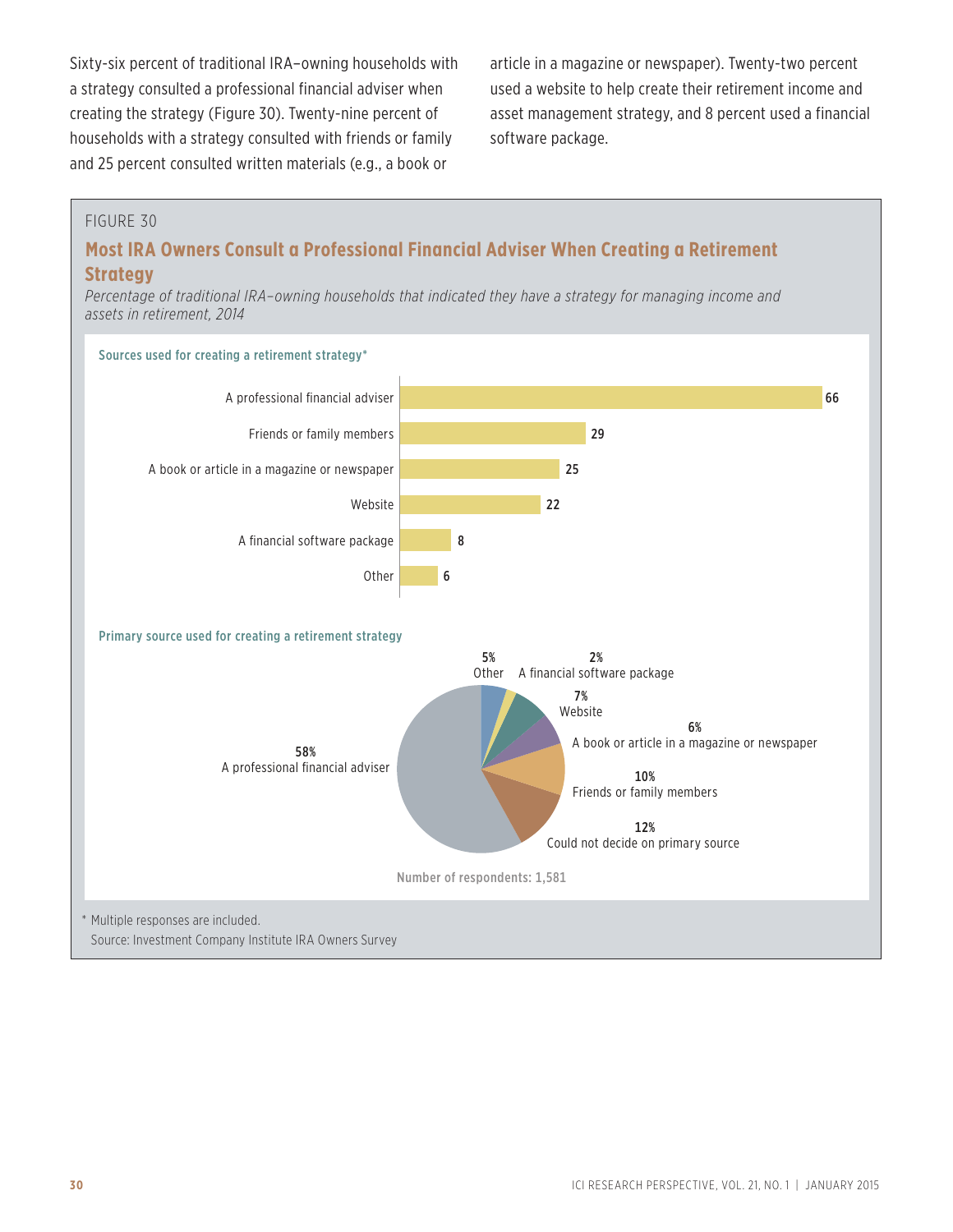Sixty-six percent of traditional IRA–owning households with a strategy consulted a professional financial adviser when creating the strategy (Figure 30). Twenty-nine percent of households with a strategy consulted with friends or family and 25 percent consulted written materials (e.g., a book or article in a magazine or newspaper). Twenty-two percent used a website to help create their retirement income and asset management strategy, and 8 percent used a financial software package.

FIGURE 30

## Most IRA Owners Consult a Professional Financial Adviser When Creating a Retirement Strategy

*Percentage of traditional IRA–owning households that indicated they have a strategy for managing income and assets in retirement, 2014*

**Sources used for creating a retirement strategy***

| Source | Percent |
| --- | --- |
| A professional financial adviser | 66 |
| Friends or family members | 29 |
| A book or article in a magazine or newspaper | 25 |
| Website | 22 |
| A financial software package | 8 |
| Other | 6 |

**Primary source used for creating a retirement strategy**

| Source | Percent |
| --- | --- |
| A professional financial adviser | 58% |
| Could not decide on primary source | 12% |
| Friends or family members | 10% |
| Website | 7% |
| A book or article in a magazine or newspaper | 6% |
| Other | 5% |
| A financial software package | 2% |

Number of respondents: 1,581

\* Multiple responses are included.

Source: Investment Company Institute IRA Owners Survey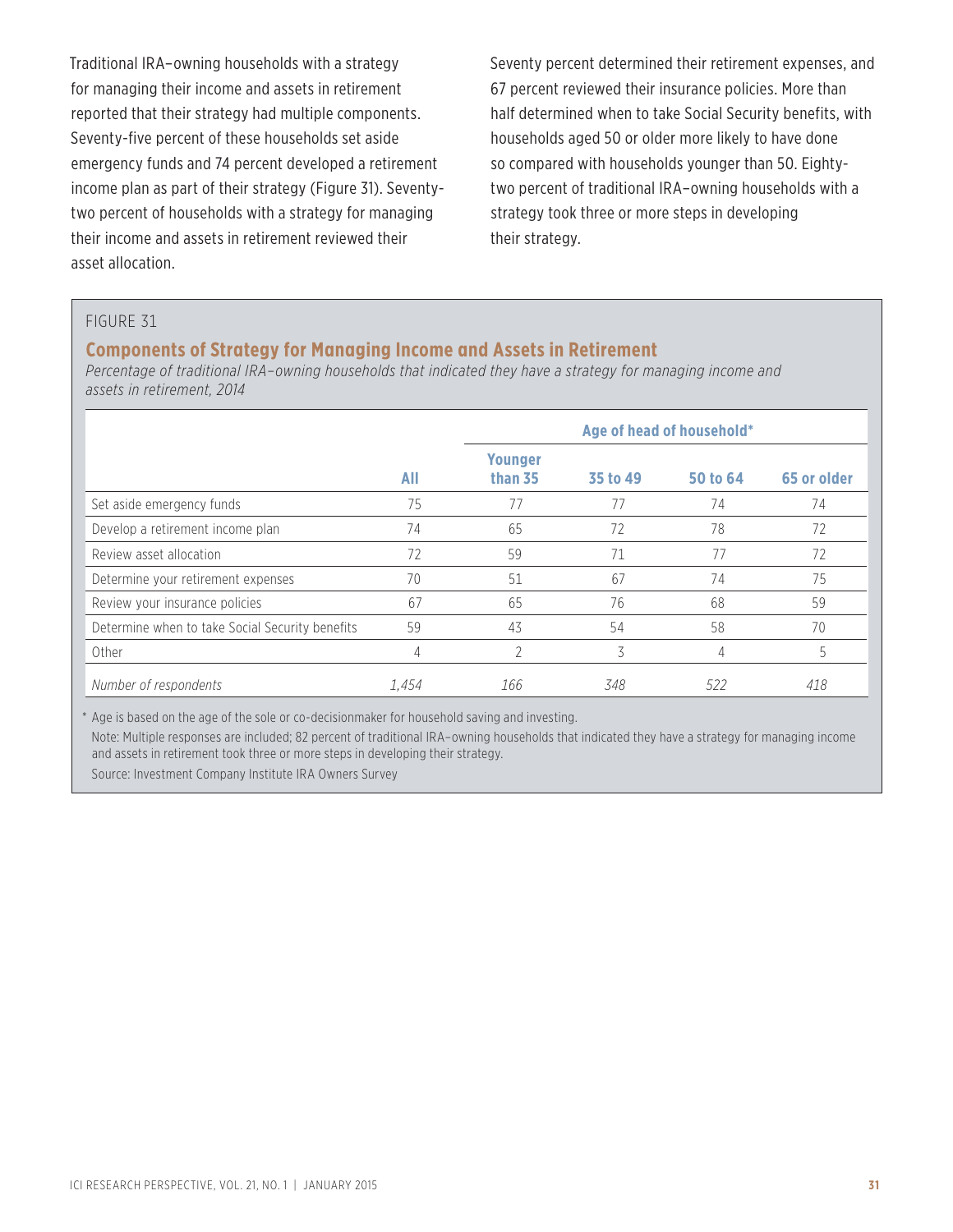Traditional IRA–owning households with a strategy for managing their income and assets in retirement reported that their strategy had multiple components. Seventy-five percent of these households set aside emergency funds and 74 percent developed a retirement income plan as part of their strategy (Figure 31). Seventy-two percent of households with a strategy for managing their income and assets in retirement reviewed their asset allocation.

Seventy percent determined their retirement expenses, and 67 percent reviewed their insurance policies. More than half determined when to take Social Security benefits, with households aged 50 or older more likely to have done so compared with households younger than 50. Eighty-two percent of traditional IRA–owning households with a strategy took three or more steps in developing their strategy.

FIGURE 31

### Components of Strategy for Managing Income and Assets in Retirement

*Percentage of traditional IRA–owning households that indicated they have a strategy for managing income and assets in retirement, 2014*

| | | Age of head of household* | | | |
|---|---|---|---|---|---|
| | **All** | **Younger than 35** | **35 to 49** | **50 to 64** | **65 or older** |
| Set aside emergency funds | 75 | 77 | 77 | 74 | 74 |
| Develop a retirement income plan | 74 | 65 | 72 | 78 | 72 |
| Review asset allocation | 72 | 59 | 71 | 77 | 72 |
| Determine your retirement expenses | 70 | 51 | 67 | 74 | 75 |
| Review your insurance policies | 67 | 65 | 76 | 68 | 59 |
| Determine when to take Social Security benefits | 59 | 43 | 54 | 58 | 70 |
| Other | 4 | 2 | 3 | 4 | 5 |
| *Number of respondents* | *1,454* | *166* | *348* | *522* | *418* |

\* Age is based on the age of the sole or co-decisionmaker for household saving and investing.

Note: Multiple responses are included; 82 percent of traditional IRA–owning households that indicated they have a strategy for managing income and assets in retirement took three or more steps in developing their strategy.

Source: Investment Company Institute IRA Owners Survey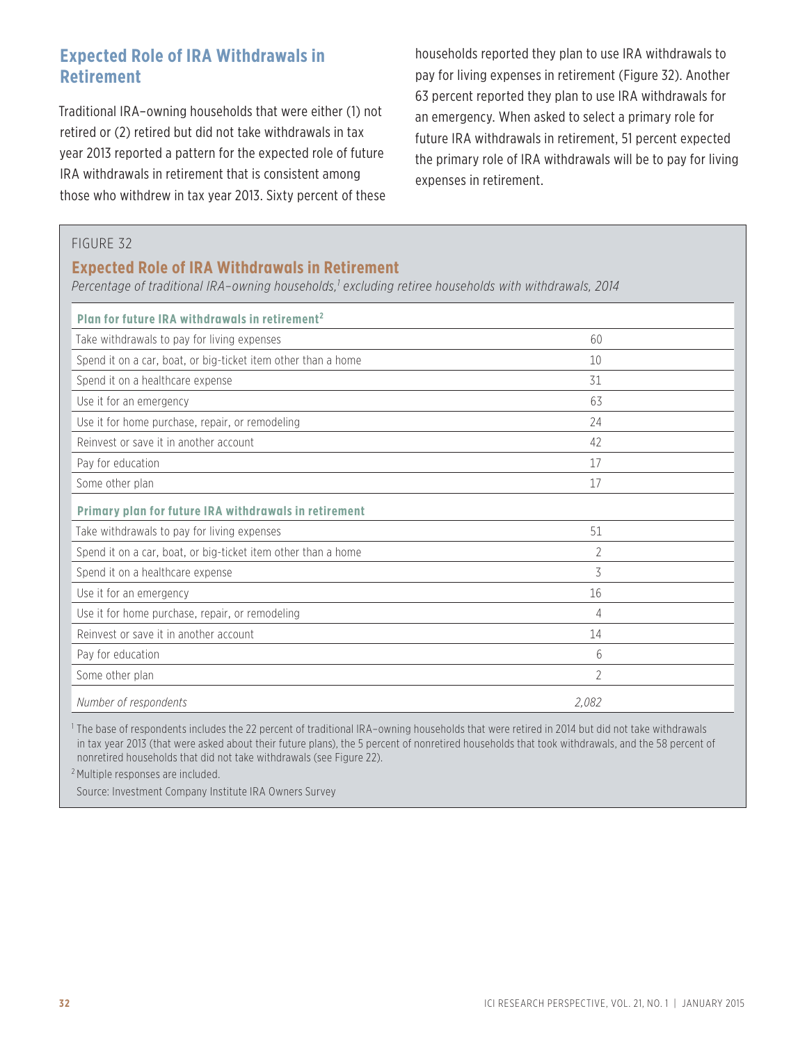## Expected Role of IRA Withdrawals in Retirement

Traditional IRA–owning households that were either (1) not retired or (2) retired but did not take withdrawals in tax year 2013 reported a pattern for the expected role of future IRA withdrawals in retirement that is consistent among those who withdrew in tax year 2013. Sixty percent of these households reported they plan to use IRA withdrawals to pay for living expenses in retirement (Figure 32). Another 63 percent reported they plan to use IRA withdrawals for an emergency. When asked to select a primary role for future IRA withdrawals in retirement, 51 percent expected the primary role of IRA withdrawals will be to pay for living expenses in retirement.

FIGURE 32

### Expected Role of IRA Withdrawals in Retirement

*Percentage of traditional IRA–owning households,[1] excluding retiree households with withdrawals, 2014*

| | |
|---|---|
| **Plan for future IRA withdrawals in retirement[2]** | |
| Take withdrawals to pay for living expenses | 60 |
| Spend it on a car, boat, or big-ticket item other than a home | 10 |
| Spend it on a healthcare expense | 31 |
| Use it for an emergency | 63 |
| Use it for home purchase, repair, or remodeling | 24 |
| Reinvest or save it in another account | 42 |
| Pay for education | 17 |
| Some other plan | 17 |
| **Primary plan for future IRA withdrawals in retirement** | |
| Take withdrawals to pay for living expenses | 51 |
| Spend it on a car, boat, or big-ticket item other than a home | 2 |
| Spend it on a healthcare expense | 3 |
| Use it for an emergency | 16 |
| Use it for home purchase, repair, or remodeling | 4 |
| Reinvest or save it in another account | 14 |
| Pay for education | 6 |
| Some other plan | 2 |
| *Number of respondents* | *2,082* |

[1] The base of respondents includes the 22 percent of traditional IRA–owning households that were retired in 2014 but did not take withdrawals in tax year 2013 (that were asked about their future plans), the 5 percent of nonretired households that took withdrawals, and the 58 percent of nonretired households that did not take withdrawals (see Figure 22).

[2] Multiple responses are included.

Source: Investment Company Institute IRA Owners Survey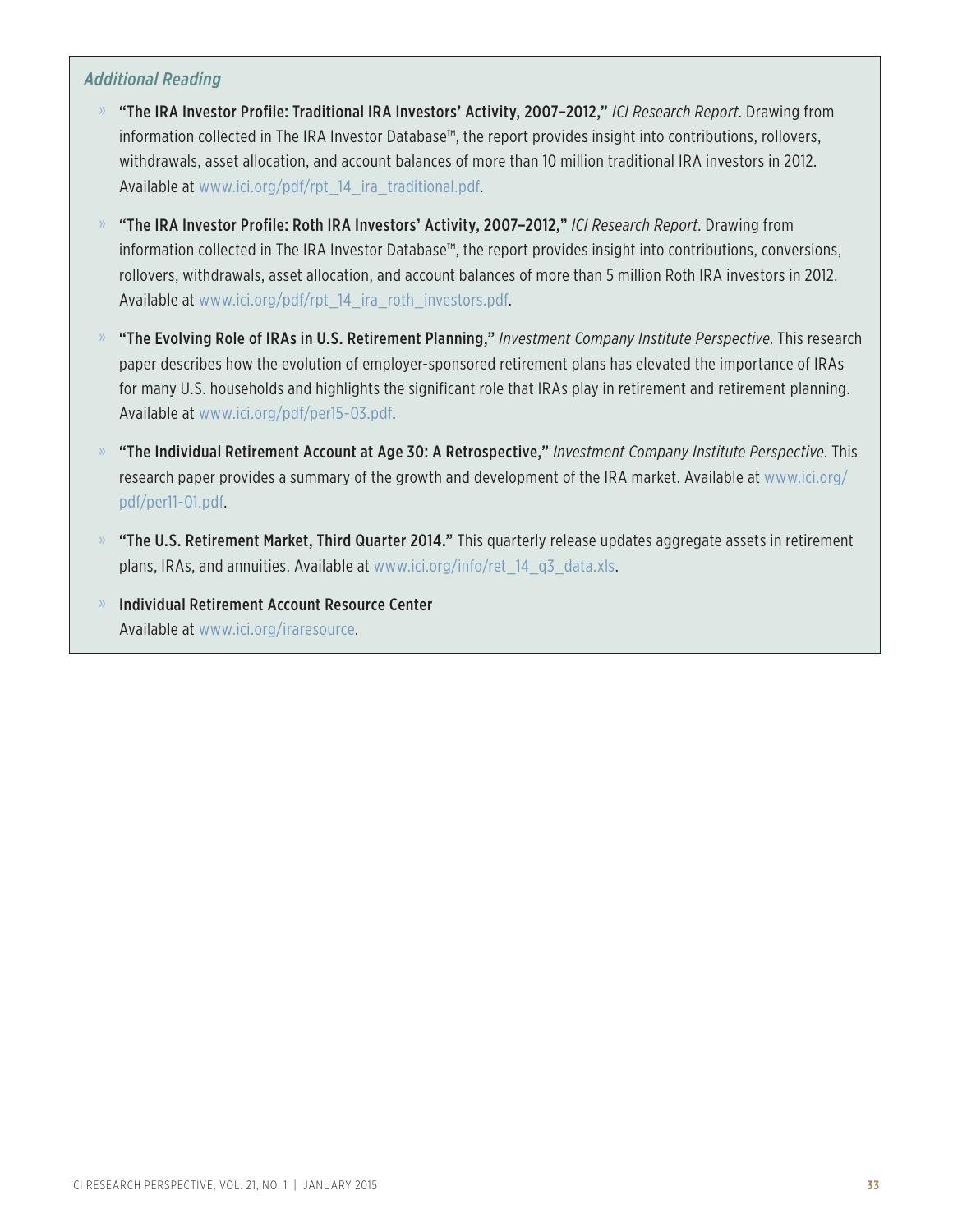*Additional Reading*

- **"The IRA Investor Profile: Traditional IRA Investors' Activity, 2007–2012,"** *ICI Research Report*. Drawing from information collected in The IRA Investor Database™, the report provides insight into contributions, rollovers, withdrawals, asset allocation, and account balances of more than 10 million traditional IRA investors in 2012. Available at www.ici.org/pdf/rpt_14_ira_traditional.pdf.
- **"The IRA Investor Profile: Roth IRA Investors' Activity, 2007–2012,"** *ICI Research Report*. Drawing from information collected in The IRA Investor Database™, the report provides insight into contributions, conversions, rollovers, withdrawals, asset allocation, and account balances of more than 5 million Roth IRA investors in 2012. Available at www.ici.org/pdf/rpt_14_ira_roth_investors.pdf.
- **"The Evolving Role of IRAs in U.S. Retirement Planning,"** *Investment Company Institute Perspective*. This research paper describes how the evolution of employer-sponsored retirement plans has elevated the importance of IRAs for many U.S. households and highlights the significant role that IRAs play in retirement and retirement planning. Available at www.ici.org/pdf/per15-03.pdf.
- **"The Individual Retirement Account at Age 30: A Retrospective,"** *Investment Company Institute Perspective*. This research paper provides a summary of the growth and development of the IRA market. Available at www.ici.org/pdf/per11-01.pdf.
- **"The U.S. Retirement Market, Third Quarter 2014."** This quarterly release updates aggregate assets in retirement plans, IRAs, and annuities. Available at www.ici.org/info/ret_14_q3_data.xls.
- **Individual Retirement Account Resource Center**
  Available at www.ici.org/iraresource.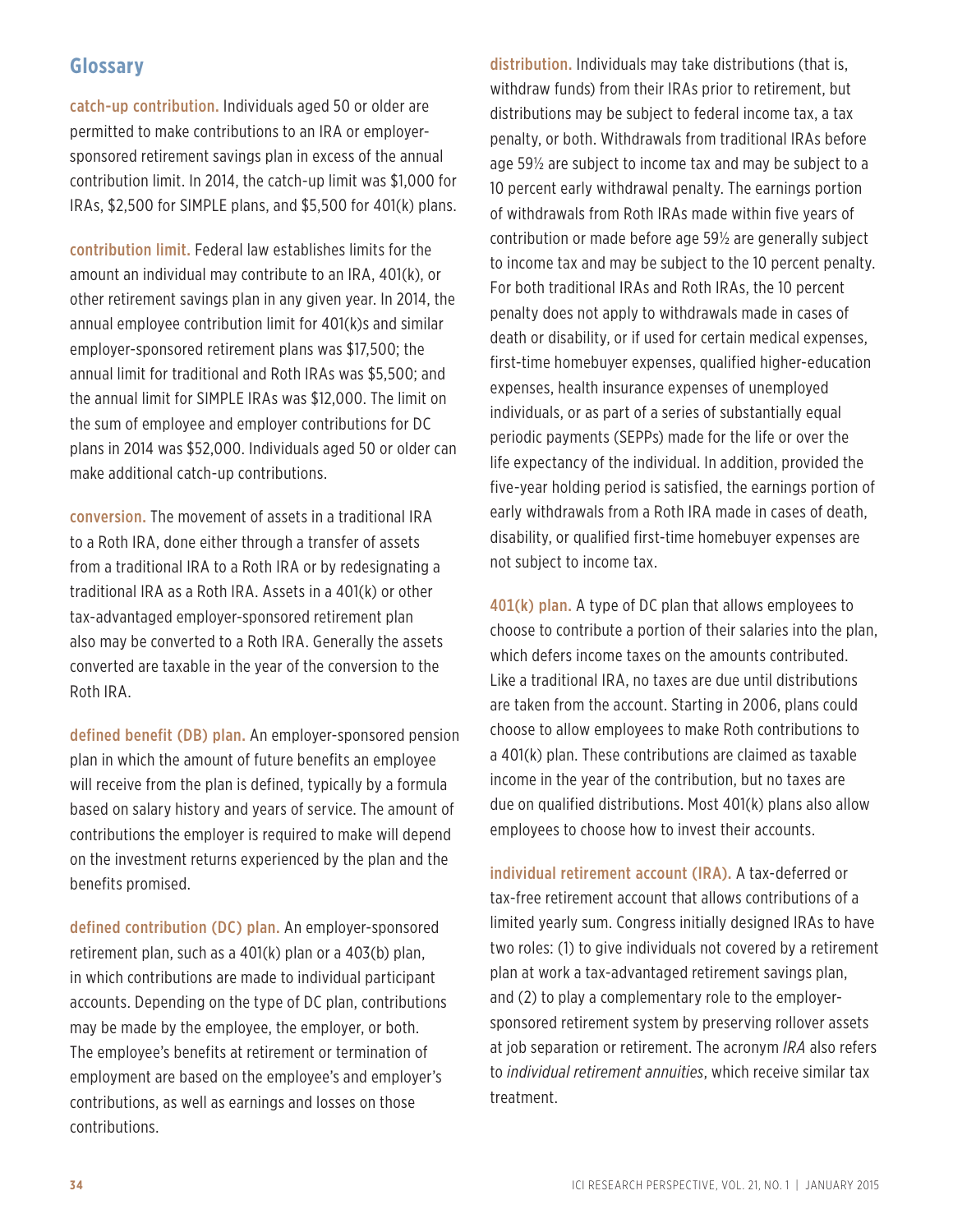## Glossary

**catch-up contribution.** Individuals aged 50 or older are permitted to make contributions to an IRA or employer-sponsored retirement savings plan in excess of the annual contribution limit. In 2014, the catch-up limit was $1,000 for IRAs, $2,500 for SIMPLE plans, and $5,500 for 401(k) plans.

**contribution limit.** Federal law establishes limits for the amount an individual may contribute to an IRA, 401(k), or other retirement savings plan in any given year. In 2014, the annual employee contribution limit for 401(k)s and similar employer-sponsored retirement plans was $17,500; the annual limit for traditional and Roth IRAs was $5,500; and the annual limit for SIMPLE IRAs was $12,000. The limit on the sum of employee and employer contributions for DC plans in 2014 was $52,000. Individuals aged 50 or older can make additional catch-up contributions.

**conversion.** The movement of assets in a traditional IRA to a Roth IRA, done either through a transfer of assets from a traditional IRA to a Roth IRA or by redesignating a traditional IRA as a Roth IRA. Assets in a 401(k) or other tax-advantaged employer-sponsored retirement plan also may be converted to a Roth IRA. Generally the assets converted are taxable in the year of the conversion to the Roth IRA.

**defined benefit (DB) plan.** An employer-sponsored pension plan in which the amount of future benefits an employee will receive from the plan is defined, typically by a formula based on salary history and years of service. The amount of contributions the employer is required to make will depend on the investment returns experienced by the plan and the benefits promised.

**defined contribution (DC) plan.** An employer-sponsored retirement plan, such as a 401(k) plan or a 403(b) plan, in which contributions are made to individual participant accounts. Depending on the type of DC plan, contributions may be made by the employee, the employer, or both. The employee's benefits at retirement or termination of employment are based on the employee's and employer's contributions, as well as earnings and losses on those contributions.

**distribution.** Individuals may take distributions (that is, withdraw funds) from their IRAs prior to retirement, but distributions may be subject to federal income tax, a tax penalty, or both. Withdrawals from traditional IRAs before age 59½ are subject to income tax and may be subject to a 10 percent early withdrawal penalty. The earnings portion of withdrawals from Roth IRAs made within five years of contribution or made before age 59½ are generally subject to income tax and may be subject to the 10 percent penalty. For both traditional IRAs and Roth IRAs, the 10 percent penalty does not apply to withdrawals made in cases of death or disability, or if used for certain medical expenses, first-time homebuyer expenses, qualified higher-education expenses, health insurance expenses of unemployed individuals, or as part of a series of substantially equal periodic payments (SEPPs) made for the life or over the life expectancy of the individual. In addition, provided the five-year holding period is satisfied, the earnings portion of early withdrawals from a Roth IRA made in cases of death, disability, or qualified first-time homebuyer expenses are not subject to income tax.

**401(k) plan.** A type of DC plan that allows employees to choose to contribute a portion of their salaries into the plan, which defers income taxes on the amounts contributed. Like a traditional IRA, no taxes are due until distributions are taken from the account. Starting in 2006, plans could choose to allow employees to make Roth contributions to a 401(k) plan. These contributions are claimed as taxable income in the year of the contribution, but no taxes are due on qualified distributions. Most 401(k) plans also allow employees to choose how to invest their accounts.

**individual retirement account (IRA).** A tax-deferred or tax-free retirement account that allows contributions of a limited yearly sum. Congress initially designed IRAs to have two roles: (1) to give individuals not covered by a retirement plan at work a tax-advantaged retirement savings plan, and (2) to play a complementary role to the employer-sponsored retirement system by preserving rollover assets at job separation or retirement. The acronym *IRA* also refers to *individual retirement annuities*, which receive similar tax treatment.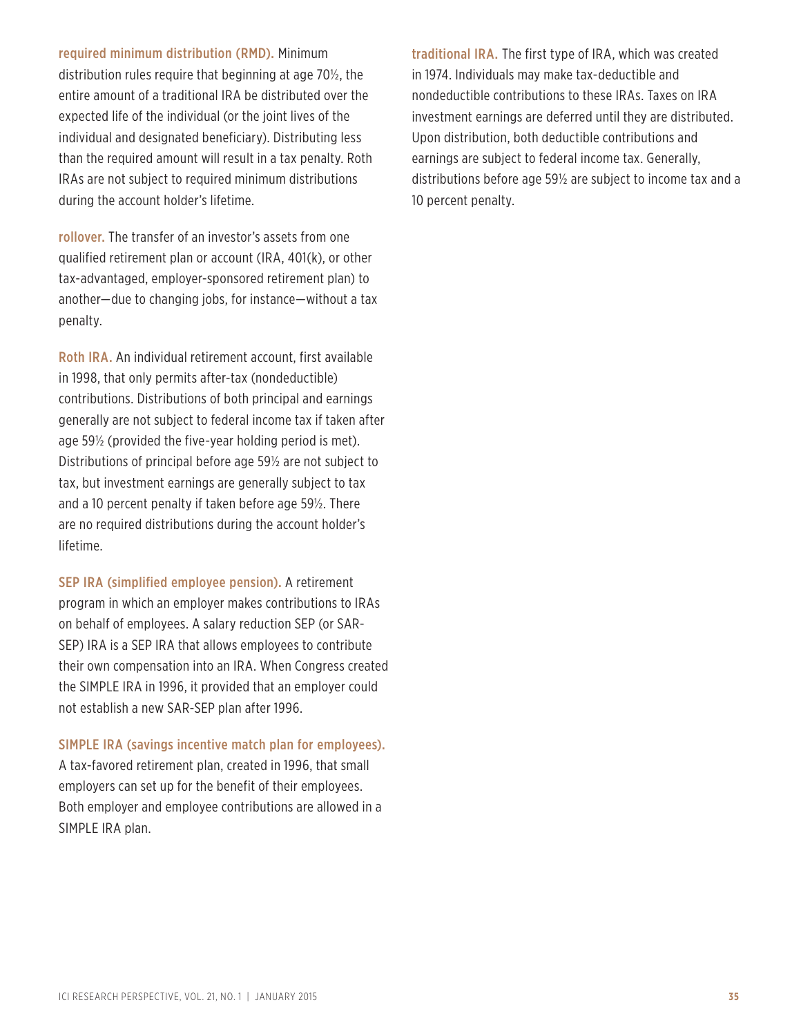**required minimum distribution (RMD).** Minimum distribution rules require that beginning at age 70½, the entire amount of a traditional IRA be distributed over the expected life of the individual (or the joint lives of the individual and designated beneficiary). Distributing less than the required amount will result in a tax penalty. Roth IRAs are not subject to required minimum distributions during the account holder's lifetime.

**rollover.** The transfer of an investor's assets from one qualified retirement plan or account (IRA, 401(k), or other tax-advantaged, employer-sponsored retirement plan) to another—due to changing jobs, for instance—without a tax penalty.

**Roth IRA.** An individual retirement account, first available in 1998, that only permits after-tax (nondeductible) contributions. Distributions of both principal and earnings generally are not subject to federal income tax if taken after age 59½ (provided the five-year holding period is met). Distributions of principal before age 59½ are not subject to tax, but investment earnings are generally subject to tax and a 10 percent penalty if taken before age 59½. There are no required distributions during the account holder's lifetime.

**SEP IRA (simplified employee pension).** A retirement program in which an employer makes contributions to IRAs on behalf of employees. A salary reduction SEP (or SAR-SEP) IRA is a SEP IRA that allows employees to contribute their own compensation into an IRA. When Congress created the SIMPLE IRA in 1996, it provided that an employer could not establish a new SAR-SEP plan after 1996.

**SIMPLE IRA (savings incentive match plan for employees).** A tax-favored retirement plan, created in 1996, that small employers can set up for the benefit of their employees. Both employer and employee contributions are allowed in a SIMPLE IRA plan.

**traditional IRA.** The first type of IRA, which was created in 1974. Individuals may make tax-deductible and nondeductible contributions to these IRAs. Taxes on IRA investment earnings are deferred until they are distributed. Upon distribution, both deductible contributions and earnings are subject to federal income tax. Generally, distributions before age 59½ are subject to income tax and a 10 percent penalty.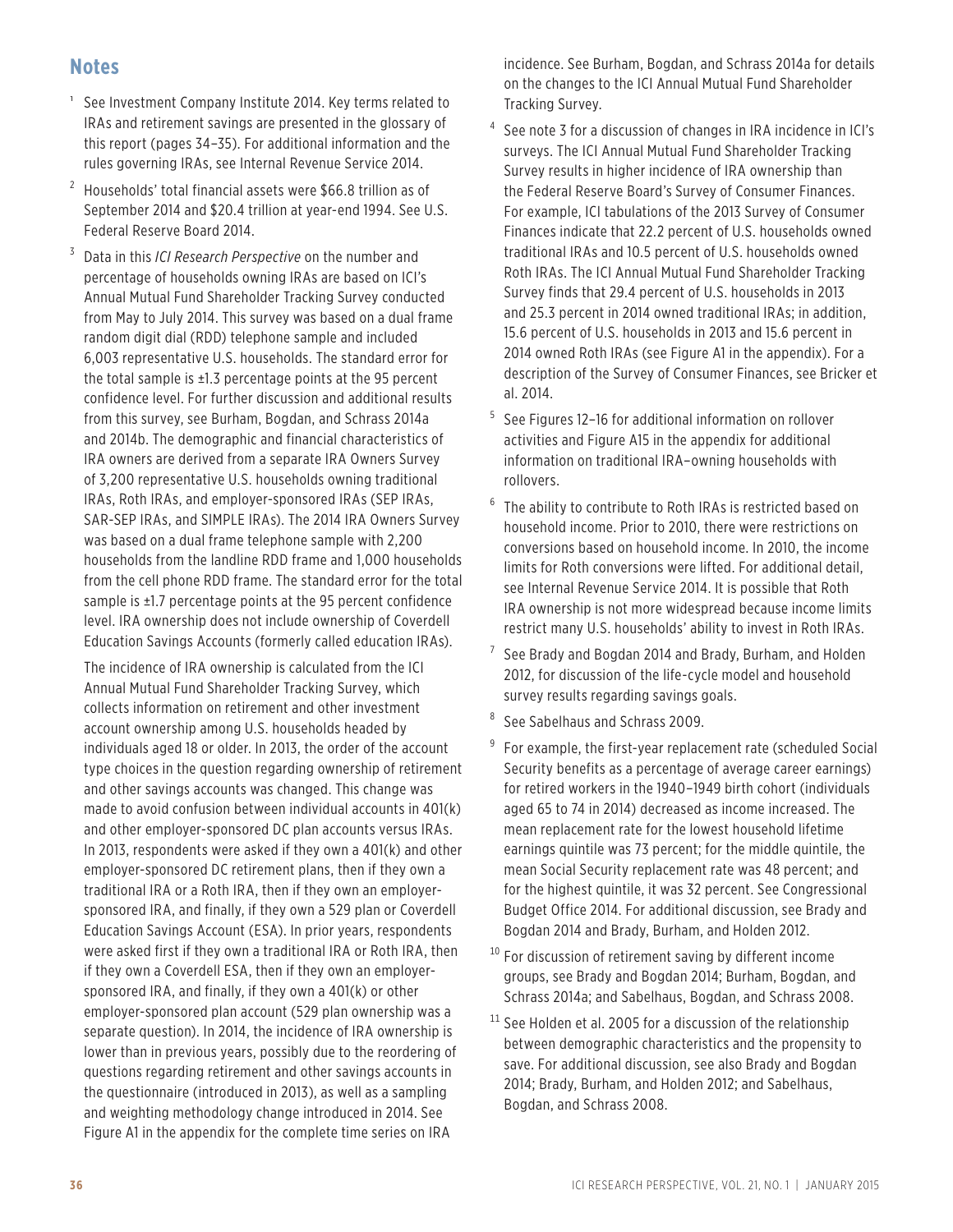## Notes

[1] See Investment Company Institute 2014. Key terms related to IRAs and retirement savings are presented in the glossary of this report (pages 34–35). For additional information and the rules governing IRAs, see Internal Revenue Service 2014.

[2] Households' total financial assets were $66.8 trillion as of September 2014 and $20.4 trillion at year-end 1994. See U.S. Federal Reserve Board 2014.

[3] Data in this *ICI Research Perspective* on the number and percentage of households owning IRAs are based on ICI's Annual Mutual Fund Shareholder Tracking Survey conducted from May to July 2014. This survey was based on a dual frame random digit dial (RDD) telephone sample and included 6,003 representative U.S. households. The standard error for the total sample is ±1.3 percentage points at the 95 percent confidence level. For further discussion and additional results from this survey, see Burham, Bogdan, and Schrass 2014a and 2014b. The demographic and financial characteristics of IRA owners are derived from a separate IRA Owners Survey of 3,200 representative U.S. households owning traditional IRAs, Roth IRAs, and employer-sponsored IRAs (SEP IRAs, SAR-SEP IRAs, and SIMPLE IRAs). The 2014 IRA Owners Survey was based on a dual frame telephone sample with 2,200 households from the landline RDD frame and 1,000 households from the cell phone RDD frame. The standard error for the total sample is ±1.7 percentage points at the 95 percent confidence level. IRA ownership does not include ownership of Coverdell Education Savings Accounts (formerly called education IRAs).

The incidence of IRA ownership is calculated from the ICI Annual Mutual Fund Shareholder Tracking Survey, which collects information on retirement and other investment account ownership among U.S. households headed by individuals aged 18 or older. In 2013, the order of the account type choices in the question regarding ownership of retirement and other savings accounts was changed. This change was made to avoid confusion between individual accounts in 401(k) and other employer-sponsored DC plan accounts versus IRAs. In 2013, respondents were asked if they own a 401(k) and other employer-sponsored DC retirement plans, then if they own a traditional IRA or a Roth IRA, then if they own an employer-sponsored IRA, and finally, if they own a 529 plan or Coverdell Education Savings Account (ESA). In prior years, respondents were asked first if they own a traditional IRA or Roth IRA, then if they own a Coverdell ESA, then if they own an employer-sponsored IRA, and finally, if they own a 401(k) or other employer-sponsored plan account (529 plan ownership was a separate question). In 2014, the incidence of IRA ownership is lower than in previous years, possibly due to the reordering of questions regarding retirement and other savings accounts in the questionnaire (introduced in 2013), as well as a sampling and weighting methodology change introduced in 2014. See Figure A1 in the appendix for the complete time series on IRA incidence. See Burham, Bogdan, and Schrass 2014a for details on the changes to the ICI Annual Mutual Fund Shareholder Tracking Survey.

[4] See note 3 for a discussion of changes in IRA incidence in ICI's surveys. The ICI Annual Mutual Fund Shareholder Tracking Survey results in higher incidence of IRA ownership than the Federal Reserve Board's Survey of Consumer Finances. For example, ICI tabulations of the 2013 Survey of Consumer Finances indicate that 22.2 percent of U.S. households owned traditional IRAs and 10.5 percent of U.S. households owned Roth IRAs. The ICI Annual Mutual Fund Shareholder Tracking Survey finds that 29.4 percent of U.S. households in 2013 and 25.3 percent in 2014 owned traditional IRAs; in addition, 15.6 percent of U.S. households in 2013 and 15.6 percent in 2014 owned Roth IRAs (see Figure A1 in the appendix). For a description of the Survey of Consumer Finances, see Bricker et al. 2014.

[5] See Figures 12–16 for additional information on rollover activities and Figure A15 in the appendix for additional information on traditional IRA–owning households with rollovers.

[6] The ability to contribute to Roth IRAs is restricted based on household income. Prior to 2010, there were restrictions on conversions based on household income. In 2010, the income limits for Roth conversions were lifted. For additional detail, see Internal Revenue Service 2014. It is possible that Roth IRA ownership is not more widespread because income limits restrict many U.S. households' ability to invest in Roth IRAs.

[7] See Brady and Bogdan 2014 and Brady, Burham, and Holden 2012, for discussion of the life-cycle model and household survey results regarding savings goals.

[8] See Sabelhaus and Schrass 2009.

[9] For example, the first-year replacement rate (scheduled Social Security benefits as a percentage of average career earnings) for retired workers in the 1940–1949 birth cohort (individuals aged 65 to 74 in 2014) decreased as income increased. The mean replacement rate for the lowest household lifetime earnings quintile was 73 percent; for the middle quintile, the mean Social Security replacement rate was 48 percent; and for the highest quintile, it was 32 percent. See Congressional Budget Office 2014. For additional discussion, see Brady and Bogdan 2014 and Brady, Burham, and Holden 2012.

[10] For discussion of retirement saving by different income groups, see Brady and Bogdan 2014; Burham, Bogdan, and Schrass 2014a; and Sabelhaus, Bogdan, and Schrass 2008.

[11] See Holden et al. 2005 for a discussion of the relationship between demographic characteristics and the propensity to save. For additional discussion, see also Brady and Bogdan 2014; Brady, Burham, and Holden 2012; and Sabelhaus, Bogdan, and Schrass 2008.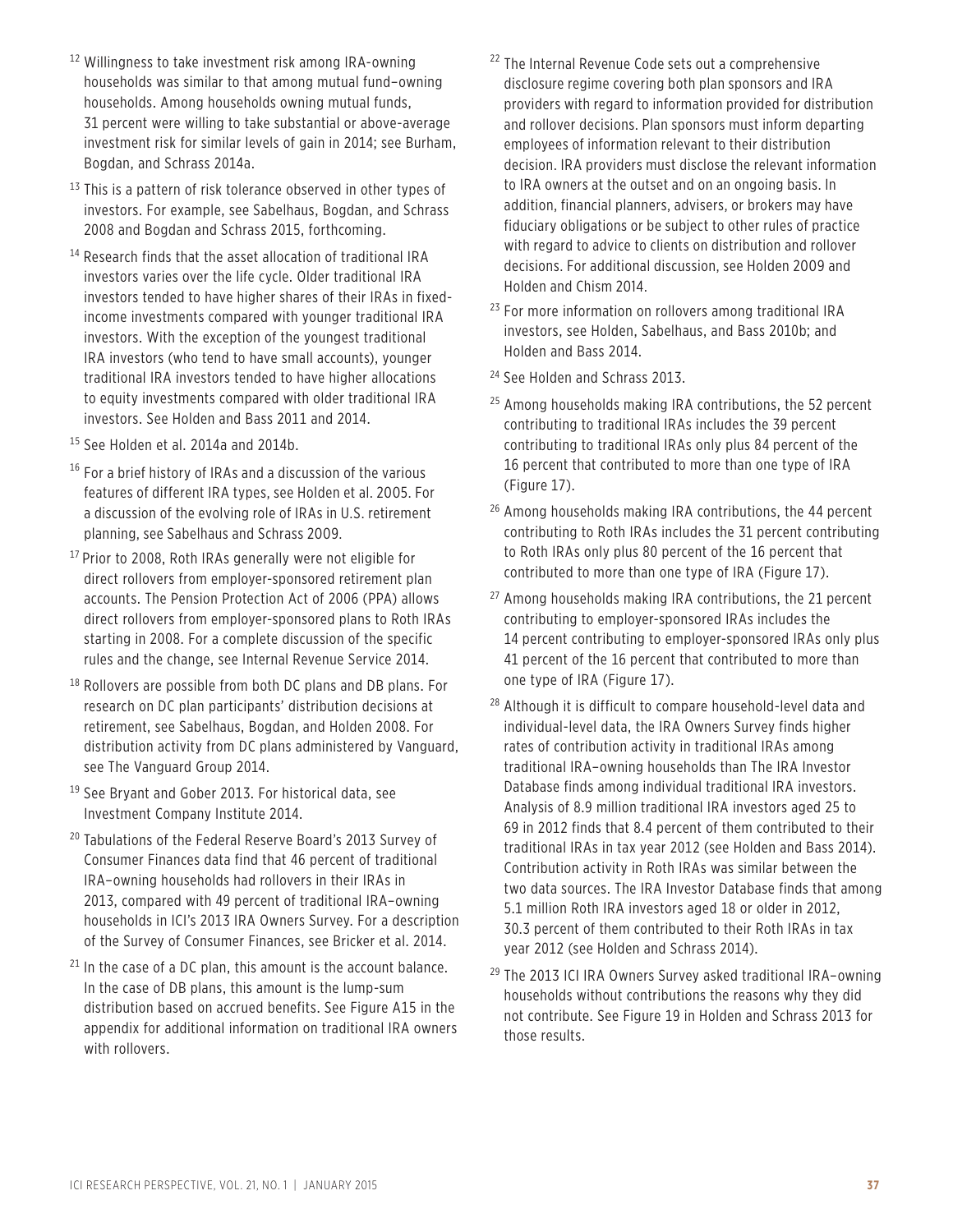[12] Willingness to take investment risk among IRA-owning households was similar to that among mutual fund–owning households. Among households owning mutual funds, 31 percent were willing to take substantial or above-average investment risk for similar levels of gain in 2014; see Burham, Bogdan, and Schrass 2014a.

[13] This is a pattern of risk tolerance observed in other types of investors. For example, see Sabelhaus, Bogdan, and Schrass 2008 and Bogdan and Schrass 2015, forthcoming.

[14] Research finds that the asset allocation of traditional IRA investors varies over the life cycle. Older traditional IRA investors tended to have higher shares of their IRAs in fixed-income investments compared with younger traditional IRA investors. With the exception of the youngest traditional IRA investors (who tend to have small accounts), younger traditional IRA investors tended to have higher allocations to equity investments compared with older traditional IRA investors. See Holden and Bass 2011 and 2014.

[15] See Holden et al. 2014a and 2014b.

[16] For a brief history of IRAs and a discussion of the various features of different IRA types, see Holden et al. 2005. For a discussion of the evolving role of IRAs in U.S. retirement planning, see Sabelhaus and Schrass 2009.

[17] Prior to 2008, Roth IRAs generally were not eligible for direct rollovers from employer-sponsored retirement plan accounts. The Pension Protection Act of 2006 (PPA) allows direct rollovers from employer-sponsored plans to Roth IRAs starting in 2008. For a complete discussion of the specific rules and the change, see Internal Revenue Service 2014.

[18] Rollovers are possible from both DC plans and DB plans. For research on DC plan participants' distribution decisions at retirement, see Sabelhaus, Bogdan, and Holden 2008. For distribution activity from DC plans administered by Vanguard, see The Vanguard Group 2014.

[19] See Bryant and Gober 2013. For historical data, see Investment Company Institute 2014.

[20] Tabulations of the Federal Reserve Board's 2013 Survey of Consumer Finances data find that 46 percent of traditional IRA–owning households had rollovers in their IRAs in 2013, compared with 49 percent of traditional IRA–owning households in ICI's 2013 IRA Owners Survey. For a description of the Survey of Consumer Finances, see Bricker et al. 2014.

[21] In the case of a DC plan, this amount is the account balance. In the case of DB plans, this amount is the lump-sum distribution based on accrued benefits. See Figure A15 in the appendix for additional information on traditional IRA owners with rollovers.

[22] The Internal Revenue Code sets out a comprehensive disclosure regime covering both plan sponsors and IRA providers with regard to information provided for distribution and rollover decisions. Plan sponsors must inform departing employees of information relevant to their distribution decision. IRA providers must disclose the relevant information to IRA owners at the outset and on an ongoing basis. In addition, financial planners, advisers, or brokers may have fiduciary obligations or be subject to other rules of practice with regard to advice to clients on distribution and rollover decisions. For additional discussion, see Holden 2009 and Holden and Chism 2014.

[23] For more information on rollovers among traditional IRA investors, see Holden, Sabelhaus, and Bass 2010b; and Holden and Bass 2014.

[24] See Holden and Schrass 2013.

[25] Among households making IRA contributions, the 52 percent contributing to traditional IRAs includes the 39 percent contributing to traditional IRAs only plus 84 percent of the 16 percent that contributed to more than one type of IRA (Figure 17).

[26] Among households making IRA contributions, the 44 percent contributing to Roth IRAs includes the 31 percent contributing to Roth IRAs only plus 80 percent of the 16 percent that contributed to more than one type of IRA (Figure 17).

[27] Among households making IRA contributions, the 21 percent contributing to employer-sponsored IRAs includes the 14 percent contributing to employer-sponsored IRAs only plus 41 percent of the 16 percent that contributed to more than one type of IRA (Figure 17).

[28] Although it is difficult to compare household-level data and individual-level data, the IRA Owners Survey finds higher rates of contribution activity in traditional IRAs among traditional IRA–owning households than The IRA Investor Database finds among individual traditional IRA investors. Analysis of 8.9 million traditional IRA investors aged 25 to 69 in 2012 finds that 8.4 percent of them contributed to their traditional IRAs in tax year 2012 (see Holden and Bass 2014). Contribution activity in Roth IRAs was similar between the two data sources. The IRA Investor Database finds that among 5.1 million Roth IRA investors aged 18 or older in 2012, 30.3 percent of them contributed to their Roth IRAs in tax year 2012 (see Holden and Schrass 2014).

[29] The 2013 ICI IRA Owners Survey asked traditional IRA–owning households without contributions the reasons why they did not contribute. See Figure 19 in Holden and Schrass 2013 for those results.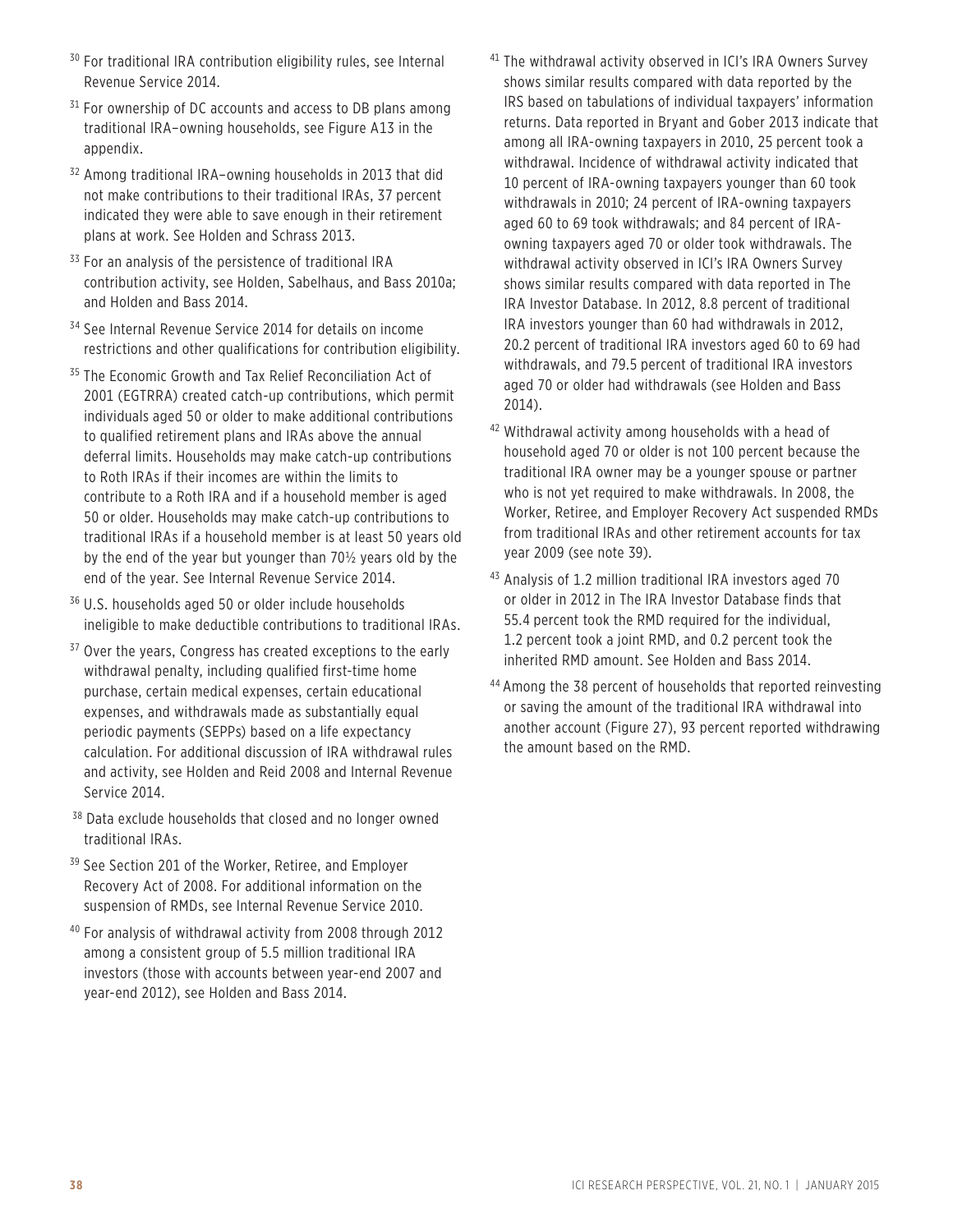[30] For traditional IRA contribution eligibility rules, see Internal Revenue Service 2014.

[31] For ownership of DC accounts and access to DB plans among traditional IRA–owning households, see Figure A13 in the appendix.

[32] Among traditional IRA–owning households in 2013 that did not make contributions to their traditional IRAs, 37 percent indicated they were able to save enough in their retirement plans at work. See Holden and Schrass 2013.

[33] For an analysis of the persistence of traditional IRA contribution activity, see Holden, Sabelhaus, and Bass 2010a; and Holden and Bass 2014.

[34] See Internal Revenue Service 2014 for details on income restrictions and other qualifications for contribution eligibility.

[35] The Economic Growth and Tax Relief Reconciliation Act of 2001 (EGTRRA) created catch-up contributions, which permit individuals aged 50 or older to make additional contributions to qualified retirement plans and IRAs above the annual deferral limits. Households may make catch-up contributions to Roth IRAs if their incomes are within the limits to contribute to a Roth IRA and if a household member is aged 50 or older. Households may make catch-up contributions to traditional IRAs if a household member is at least 50 years old by the end of the year but younger than 70½ years old by the end of the year. See Internal Revenue Service 2014.

[36] U.S. households aged 50 or older include households ineligible to make deductible contributions to traditional IRAs.

[37] Over the years, Congress has created exceptions to the early withdrawal penalty, including qualified first-time home purchase, certain medical expenses, certain educational expenses, and withdrawals made as substantially equal periodic payments (SEPPs) based on a life expectancy calculation. For additional discussion of IRA withdrawal rules and activity, see Holden and Reid 2008 and Internal Revenue Service 2014.

[38] Data exclude households that closed and no longer owned traditional IRAs.

[39] See Section 201 of the Worker, Retiree, and Employer Recovery Act of 2008. For additional information on the suspension of RMDs, see Internal Revenue Service 2010.

[40] For analysis of withdrawal activity from 2008 through 2012 among a consistent group of 5.5 million traditional IRA investors (those with accounts between year-end 2007 and year-end 2012), see Holden and Bass 2014.

[41] The withdrawal activity observed in ICI's IRA Owners Survey shows similar results compared with data reported by the IRS based on tabulations of individual taxpayers' information returns. Data reported in Bryant and Gober 2013 indicate that among all IRA-owning taxpayers in 2010, 25 percent took a withdrawal. Incidence of withdrawal activity indicated that 10 percent of IRA-owning taxpayers younger than 60 took withdrawals in 2010; 24 percent of IRA-owning taxpayers aged 60 to 69 took withdrawals; and 84 percent of IRA-owning taxpayers aged 70 or older took withdrawals. The withdrawal activity observed in ICI's IRA Owners Survey shows similar results compared with data reported in The IRA Investor Database. In 2012, 8.8 percent of traditional IRA investors younger than 60 had withdrawals in 2012, 20.2 percent of traditional IRA investors aged 60 to 69 had withdrawals, and 79.5 percent of traditional IRA investors aged 70 or older had withdrawals (see Holden and Bass 2014).

[42] Withdrawal activity among households with a head of household aged 70 or older is not 100 percent because the traditional IRA owner may be a younger spouse or partner who is not yet required to make withdrawals. In 2008, the Worker, Retiree, and Employer Recovery Act suspended RMDs from traditional IRAs and other retirement accounts for tax year 2009 (see note 39).

[43] Analysis of 1.2 million traditional IRA investors aged 70 or older in 2012 in The IRA Investor Database finds that 55.4 percent took the RMD required for the individual, 1.2 percent took a joint RMD, and 0.2 percent took the inherited RMD amount. See Holden and Bass 2014.

[44] Among the 38 percent of households that reported reinvesting or saving the amount of the traditional IRA withdrawal into another account (Figure 27), 93 percent reported withdrawing the amount based on the RMD.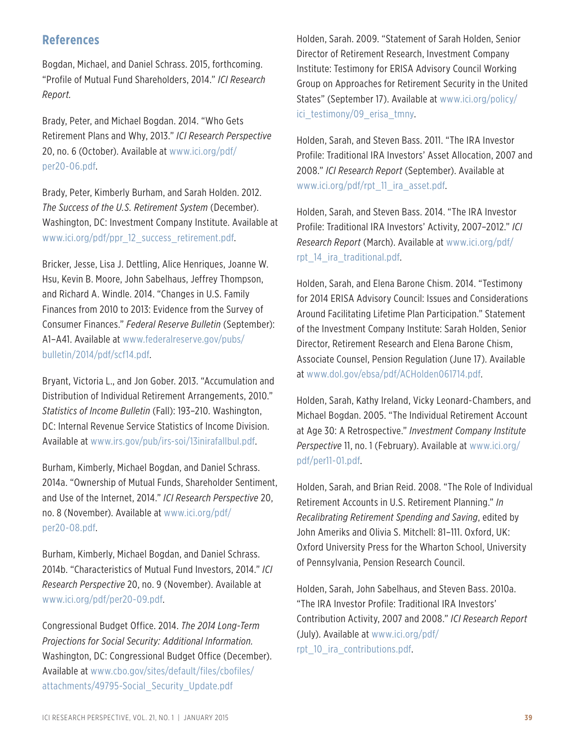## References

Bogdan, Michael, and Daniel Schrass. 2015, forthcoming. "Profile of Mutual Fund Shareholders, 2014." *ICI Research Report.*

Brady, Peter, and Michael Bogdan. 2014. "Who Gets Retirement Plans and Why, 2013." *ICI Research Perspective* 20, no. 6 (October). Available at www.ici.org/pdf/per20-06.pdf.

Brady, Peter, Kimberly Burham, and Sarah Holden. 2012. *The Success of the U.S. Retirement System* (December). Washington, DC: Investment Company Institute. Available at www.ici.org/pdf/ppr_12_success_retirement.pdf.

Bricker, Jesse, Lisa J. Dettling, Alice Henriques, Joanne W. Hsu, Kevin B. Moore, John Sabelhaus, Jeffrey Thompson, and Richard A. Windle. 2014. "Changes in U.S. Family Finances from 2010 to 2013: Evidence from the Survey of Consumer Finances." *Federal Reserve Bulletin* (September): A1–A41. Available at www.federalreserve.gov/pubs/bulletin/2014/pdf/scf14.pdf.

Bryant, Victoria L., and Jon Gober. 2013. "Accumulation and Distribution of Individual Retirement Arrangements, 2010." *Statistics of Income Bulletin* (Fall): 193–210. Washington, DC: Internal Revenue Service Statistics of Income Division. Available at www.irs.gov/pub/irs-soi/13inirafallbul.pdf.

Burham, Kimberly, Michael Bogdan, and Daniel Schrass. 2014a. "Ownership of Mutual Funds, Shareholder Sentiment, and Use of the Internet, 2014." *ICI Research Perspective* 20, no. 8 (November). Available at www.ici.org/pdf/per20-08.pdf.

Burham, Kimberly, Michael Bogdan, and Daniel Schrass. 2014b. "Characteristics of Mutual Fund Investors, 2014." *ICI Research Perspective* 20, no. 9 (November). Available at www.ici.org/pdf/per20-09.pdf.

Congressional Budget Office. 2014. *The 2014 Long-Term Projections for Social Security: Additional Information.* Washington, DC: Congressional Budget Office (December). Available at www.cbo.gov/sites/default/files/cbofiles/attachments/49795-Social_Security_Update.pdf

Holden, Sarah. 2009. "Statement of Sarah Holden, Senior Director of Retirement Research, Investment Company Institute: Testimony for ERISA Advisory Council Working Group on Approaches for Retirement Security in the United States" (September 17). Available at www.ici.org/policy/ici_testimony/09_erisa_tmny.

Holden, Sarah, and Steven Bass. 2011. "The IRA Investor Profile: Traditional IRA Investors' Asset Allocation, 2007 and 2008." *ICI Research Report* (September). Available at www.ici.org/pdf/rpt_11_ira_asset.pdf.

Holden, Sarah, and Steven Bass. 2014. "The IRA Investor Profile: Traditional IRA Investors' Activity, 2007–2012." *ICI Research Report* (March). Available at www.ici.org/pdf/rpt_14_ira_traditional.pdf.

Holden, Sarah, and Elena Barone Chism. 2014. "Testimony for 2014 ERISA Advisory Council: Issues and Considerations Around Facilitating Lifetime Plan Participation." Statement of the Investment Company Institute: Sarah Holden, Senior Director, Retirement Research and Elena Barone Chism, Associate Counsel, Pension Regulation (June 17). Available at www.dol.gov/ebsa/pdf/ACHolden061714.pdf.

Holden, Sarah, Kathy Ireland, Vicky Leonard-Chambers, and Michael Bogdan. 2005. "The Individual Retirement Account at Age 30: A Retrospective." *Investment Company Institute Perspective* 11, no. 1 (February). Available at www.ici.org/pdf/per11-01.pdf.

Holden, Sarah, and Brian Reid. 2008. "The Role of Individual Retirement Accounts in U.S. Retirement Planning." *In Recalibrating Retirement Spending and Saving*, edited by John Ameriks and Olivia S. Mitchell: 81–111. Oxford, UK: Oxford University Press for the Wharton School, University of Pennsylvania, Pension Research Council.

Holden, Sarah, John Sabelhaus, and Steven Bass. 2010a. "The IRA Investor Profile: Traditional IRA Investors' Contribution Activity, 2007 and 2008." *ICI Research Report* (July). Available at www.ici.org/pdf/rpt_10_ira_contributions.pdf.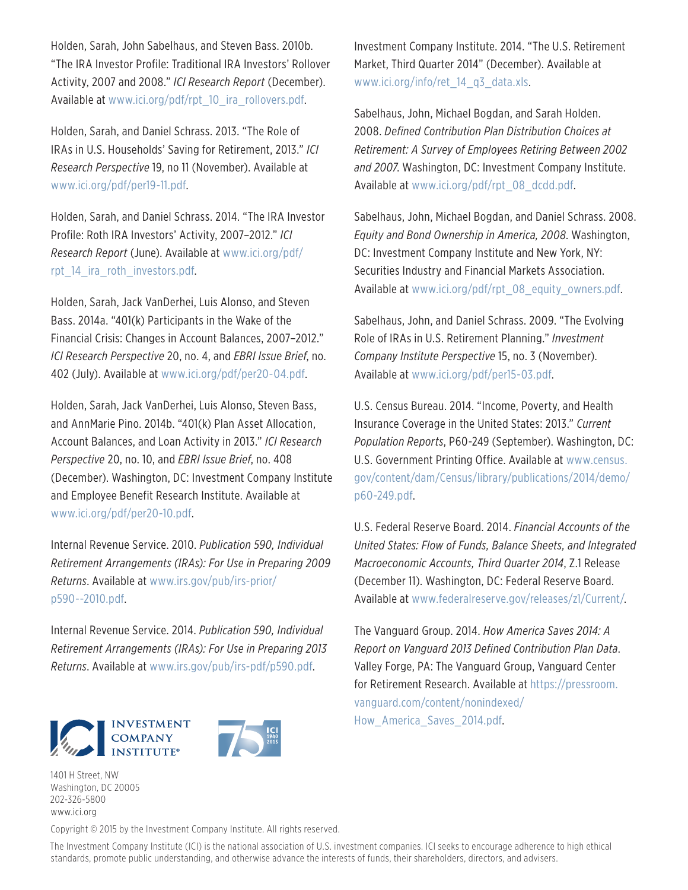Holden, Sarah, John Sabelhaus, and Steven Bass. 2010b. "The IRA Investor Profile: Traditional IRA Investors' Rollover Activity, 2007 and 2008." *ICI Research Report* (December). Available at www.ici.org/pdf/rpt_10_ira_rollovers.pdf.

Holden, Sarah, and Daniel Schrass. 2013. "The Role of IRAs in U.S. Households' Saving for Retirement, 2013." *ICI Research Perspective* 19, no 11 (November). Available at www.ici.org/pdf/per19-11.pdf.

Holden, Sarah, and Daniel Schrass. 2014. "The IRA Investor Profile: Roth IRA Investors' Activity, 2007–2012." *ICI Research Report* (June). Available at www.ici.org/pdf/rpt_14_ira_roth_investors.pdf.

Holden, Sarah, Jack VanDerhei, Luis Alonso, and Steven Bass. 2014a. "401(k) Participants in the Wake of the Financial Crisis: Changes in Account Balances, 2007–2012." *ICI Research Perspective* 20, no. 4, and *EBRI Issue Brief*, no. 402 (July). Available at www.ici.org/pdf/per20-04.pdf.

Holden, Sarah, Jack VanDerhei, Luis Alonso, Steven Bass, and AnnMarie Pino. 2014b. "401(k) Plan Asset Allocation, Account Balances, and Loan Activity in 2013." *ICI Research Perspective* 20, no. 10, and *EBRI Issue Brief*, no. 408 (December). Washington, DC: Investment Company Institute and Employee Benefit Research Institute. Available at www.ici.org/pdf/per20-10.pdf.

Internal Revenue Service. 2010. *Publication 590, Individual Retirement Arrangements (IRAs): For Use in Preparing 2009 Returns*. Available at www.irs.gov/pub/irs-prior/p590--2010.pdf.

Internal Revenue Service. 2014. *Publication 590, Individual Retirement Arrangements (IRAs): For Use in Preparing 2013 Returns*. Available at www.irs.gov/pub/irs-pdf/p590.pdf.

Investment Company Institute. 2014. "The U.S. Retirement Market, Third Quarter 2014" (December). Available at www.ici.org/info/ret_14_q3_data.xls.

Sabelhaus, John, Michael Bogdan, and Sarah Holden. 2008. *Defined Contribution Plan Distribution Choices at Retirement: A Survey of Employees Retiring Between 2002 and 2007.* Washington, DC: Investment Company Institute. Available at www.ici.org/pdf/rpt_08_dcdd.pdf.

Sabelhaus, John, Michael Bogdan, and Daniel Schrass. 2008. *Equity and Bond Ownership in America, 2008.* Washington, DC: Investment Company Institute and New York, NY: Securities Industry and Financial Markets Association. Available at www.ici.org/pdf/rpt_08_equity_owners.pdf.

Sabelhaus, John, and Daniel Schrass. 2009. "The Evolving Role of IRAs in U.S. Retirement Planning." *Investment Company Institute Perspective* 15, no. 3 (November). Available at www.ici.org/pdf/per15-03.pdf.

U.S. Census Bureau. 2014. "Income, Poverty, and Health Insurance Coverage in the United States: 2013." *Current Population Reports*, P60-249 (September). Washington, DC: U.S. Government Printing Office. Available at www.census.gov/content/dam/Census/library/publications/2014/demo/p60-249.pdf.

U.S. Federal Reserve Board. 2014. *Financial Accounts of the United States: Flow of Funds, Balance Sheets, and Integrated Macroeconomic Accounts, Third Quarter 2014*, Z.1 Release (December 11). Washington, DC: Federal Reserve Board. Available at www.federalreserve.gov/releases/z1/Current/.

The Vanguard Group. 2014. *How America Saves 2014: A Report on Vanguard 2013 Defined Contribution Plan Data*. Valley Forge, PA: The Vanguard Group, Vanguard Center for Retirement Research. Available at https://pressroom.vanguard.com/content/nonindexed/How_America_Saves_2014.pdf.

INVESTMENT COMPANY INSTITUTE®

1401 H Street, NW
Washington, DC 20005
202-326-5800
www.ici.org

Copyright © 2015 by the Investment Company Institute. All rights reserved.

The Investment Company Institute (ICI) is the national association of U.S. investment companies. ICI seeks to encourage adherence to high ethical standards, promote public understanding, and otherwise advance the interests of funds, their shareholders, directors, and advisers.